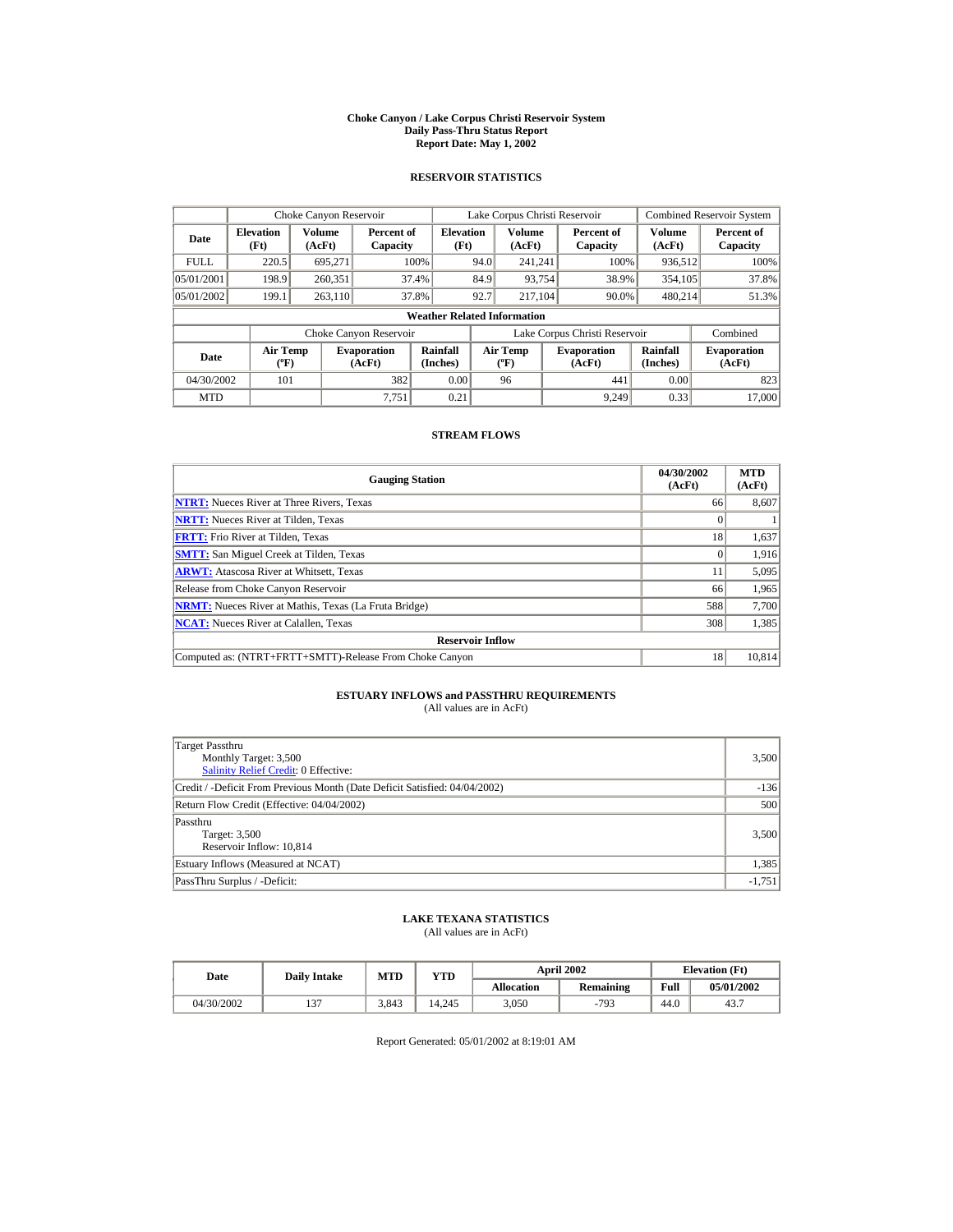# Choke Canyon / Lake Corpus Christi Reservoir System
## Daily Pass-Thru Status Report
### Report Date: May 1, 2002

## RESERVOIR STATISTICS

| Date | Choke Canyon Reservoir | | | Lake Corpus Christi Reservoir | | | Combined Reservoir System | |
|---|---|---|---|---|---|---|---|---|
| | Elevation (Ft) | Volume (AcFt) | Percent of Capacity | Elevation (Ft) | Volume (AcFt) | Percent of Capacity | Volume (AcFt) | Percent of Capacity |
| FULL | 220.5 | 695,271 | 100% | 94.0 | 241,241 | 100% | 936,512 | 100% |
| 05/01/2001 | 198.9 | 260,351 | 37.4% | 84.9 | 93,754 | 38.9% | 354,105 | 37.8% |
| 05/01/2002 | 199.1 | 263,110 | 37.8% | 92.7 | 217,104 | 90.0% | 480,214 | 51.3% |

**Weather Related Information**

| Date | Choke Canyon Reservoir | | | Lake Corpus Christi Reservoir | | | Combined |
|---|---|---|---|---|---|---|---|
| | Air Temp (ºF) | Evaporation (AcFt) | Rainfall (Inches) | Air Temp (ºF) | Evaporation (AcFt) | Rainfall (Inches) | Evaporation (AcFt) |
| 04/30/2002 | 101 | 382 | 0.00 | 96 | 441 | 0.00 | 823 |
| MTD | | 7,751 | 0.21 | | 9,249 | 0.33 | 17,000 |

## STREAM FLOWS

| Gauging Station | 04/30/2002 (AcFt) | MTD (AcFt) |
|---|---|---|
| NTRT: Nueces River at Three Rivers, Texas | 66 | 8,607 |
| NRTT: Nueces River at Tilden, Texas | 0 | 1 |
| FRTT: Frio River at Tilden, Texas | 18 | 1,637 |
| SMTT: San Miguel Creek at Tilden, Texas | 0 | 1,916 |
| ARWT: Atascosa River at Whitsett, Texas | 11 | 5,095 |
| Release from Choke Canyon Reservoir | 66 | 1,965 |
| NRMT: Nueces River at Mathis, Texas (La Fruta Bridge) | 588 | 7,700 |
| NCAT: Nueces River at Calallen, Texas | 308 | 1,385 |
| **Reservoir Inflow** | | |
| Computed as: (NTRT+FRTT+SMTT)-Release From Choke Canyon | 18 | 10,814 |

## ESTUARY INFLOWS and PASSTHRU REQUIREMENTS
(All values are in AcFt)

| | |
|---|---|
| Target Passthru<br>Monthly Target: 3,500<br>Salinity Relief Credit: 0 Effective: | 3,500 |
| Credit / -Deficit From Previous Month (Date Deficit Satisfied: 04/04/2002) | -136 |
| Return Flow Credit (Effective: 04/04/2002) | 500 |
| Passthru<br>Target: 3,500<br>Reservoir Inflow: 10,814 | 3,500 |
| Estuary Inflows (Measured at NCAT) | 1,385 |
| PassThru Surplus / -Deficit: | -1,751 |

## LAKE TEXANA STATISTICS
(All values are in AcFt)

| Date | Daily Intake | MTD | YTD | April 2002 | | Elevation (Ft) | |
|---|---|---|---|---|---|---|---|
| | | | | Allocation | Remaining | Full | 05/01/2002 |
| 04/30/2002 | 137 | 3,843 | 14,245 | 3,050 | -793 | 44.0 | 43.7 |

Report Generated: 05/01/2002 at 8:19:01 AM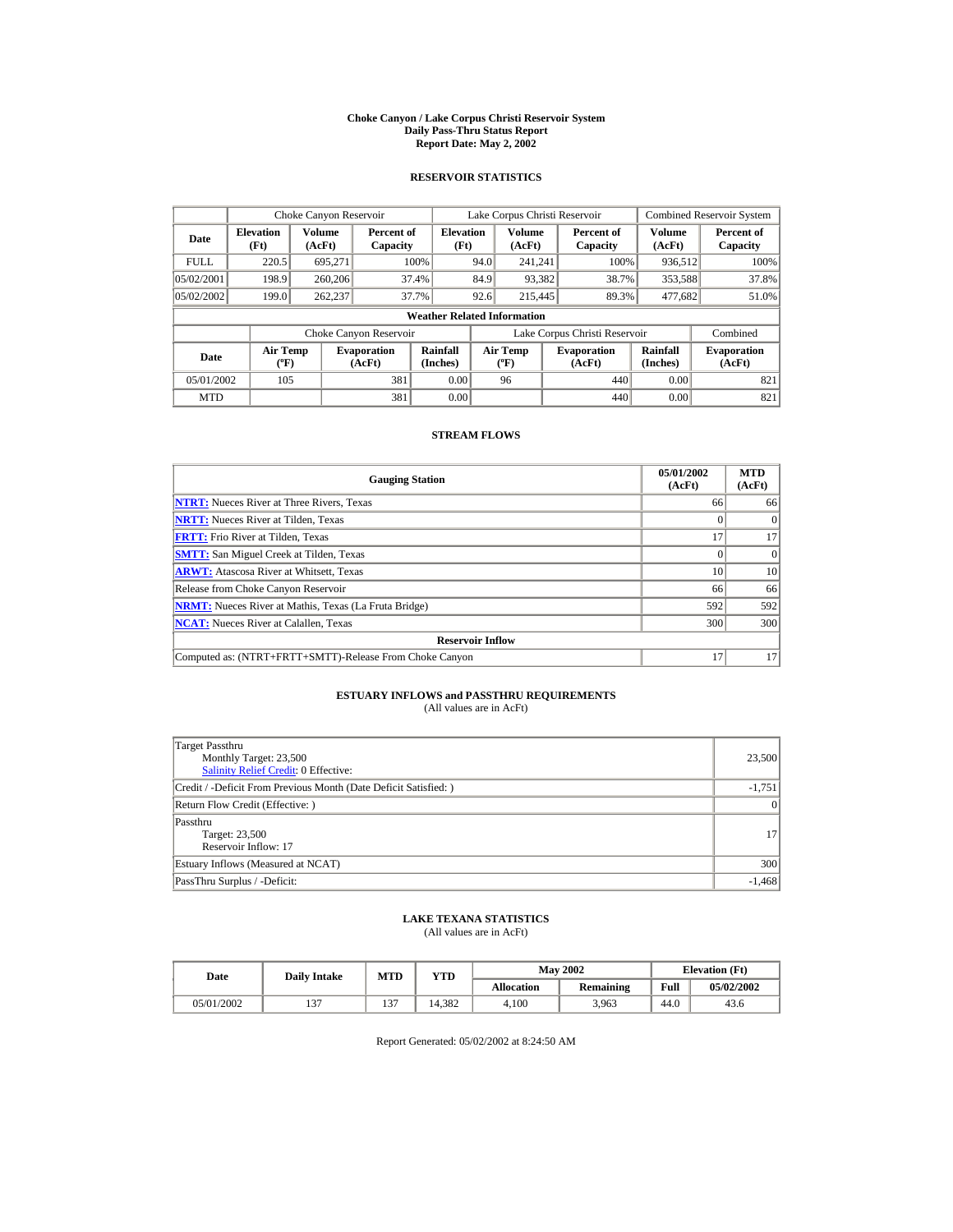# Choke Canyon / Lake Corpus Christi Reservoir System
## Daily Pass-Thru Status Report
### Report Date: May 2, 2002

## RESERVOIR STATISTICS

| | Choke Canyon Reservoir | | | Lake Corpus Christi Reservoir | | | Combined Reservoir System | |
|---|---|---|---|---|---|---|---|---|
| Date | Elevation (Ft) | Volume (AcFt) | Percent of Capacity | Elevation (Ft) | Volume (AcFt) | Percent of Capacity | Volume (AcFt) | Percent of Capacity |
| FULL | 220.5 | 695,271 | 100% | 94.0 | 241,241 | 100% | 936,512 | 100% |
| 05/02/2001 | 198.9 | 260,206 | 37.4% | 84.9 | 93,382 | 38.7% | 353,588 | 37.8% |
| 05/02/2002 | 199.0 | 262,237 | 37.7% | 92.6 | 215,445 | 89.3% | 477,682 | 51.0% |

**Weather Related Information**

| | Choke Canyon Reservoir | | | Lake Corpus Christi Reservoir | | | Combined |
|---|---|---|---|---|---|---|---|
| Date | Air Temp (ºF) | Evaporation (AcFt) | Rainfall (Inches) | Air Temp (ºF) | Evaporation (AcFt) | Rainfall (Inches) | Evaporation (AcFt) |
| 05/01/2002 | 105 | 381 | 0.00 | 96 | 440 | 0.00 | 821 |
| MTD | | 381 | 0.00 | | 440 | 0.00 | 821 |

## STREAM FLOWS

| Gauging Station | 05/01/2002 (AcFt) | MTD (AcFt) |
|---|---|---|
| NTRT: Nueces River at Three Rivers, Texas | 66 | 66 |
| NRTT: Nueces River at Tilden, Texas | 0 | 0 |
| FRTT: Frio River at Tilden, Texas | 17 | 17 |
| SMTT: San Miguel Creek at Tilden, Texas | 0 | 0 |
| ARWT: Atascosa River at Whitsett, Texas | 10 | 10 |
| Release from Choke Canyon Reservoir | 66 | 66 |
| NRMT: Nueces River at Mathis, Texas (La Fruta Bridge) | 592 | 592 |
| NCAT: Nueces River at Calallen, Texas | 300 | 300 |
| **Reservoir Inflow** | | |
| Computed as: (NTRT+FRTT+SMTT)-Release From Choke Canyon | 17 | 17 |

## ESTUARY INFLOWS and PASSTHRU REQUIREMENTS
(All values are in AcFt)

| | |
|---|---|
| Target Passthru<br>Monthly Target: 23,500<br>Salinity Relief Credit: 0 Effective: | 23,500 |
| Credit / -Deficit From Previous Month (Date Deficit Satisfied: ) | -1,751 |
| Return Flow Credit (Effective: ) | 0 |
| Passthru<br>Target: 23,500<br>Reservoir Inflow: 17 | 17 |
| Estuary Inflows (Measured at NCAT) | 300 |
| PassThru Surplus / -Deficit: | -1,468 |

## LAKE TEXANA STATISTICS
(All values are in AcFt)

| Date | Daily Intake | MTD | YTD | May 2002 | | Elevation (Ft) | |
|---|---|---|---|---|---|---|---|
| | | | | Allocation | Remaining | Full | 05/02/2002 |
| 05/01/2002 | 137 | 137 | 14,382 | 4,100 | 3,963 | 44.0 | 43.6 |

Report Generated: 05/02/2002 at 8:24:50 AM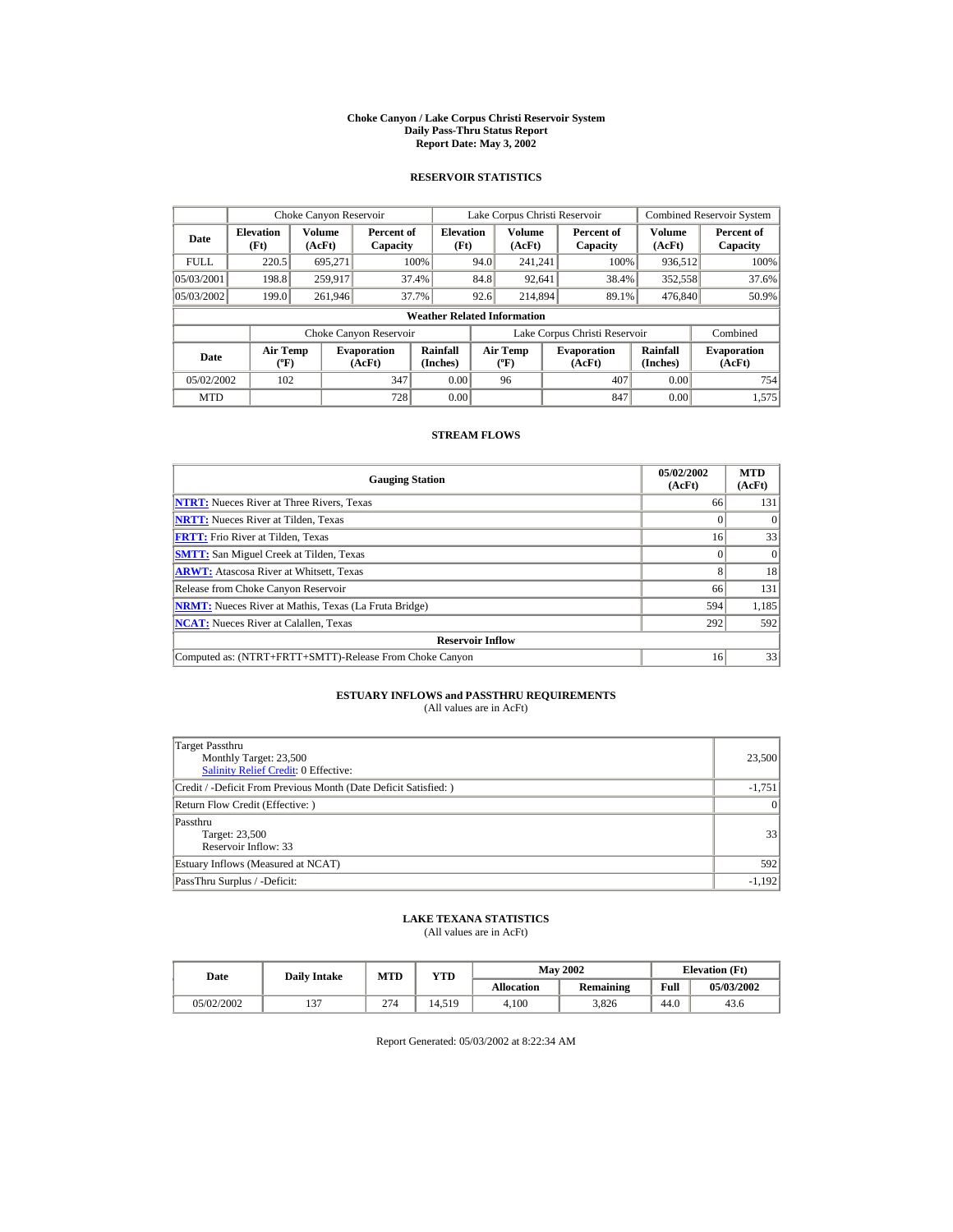# Choke Canyon / Lake Corpus Christi Reservoir System
## Daily Pass-Thru Status Report
### Report Date: May 3, 2002

## RESERVOIR STATISTICS

| Date | Choke Canyon Reservoir | | | Lake Corpus Christi Reservoir | | | Combined Reservoir System | |
|---|---|---|---|---|---|---|---|---|
| | Elevation (Ft) | Volume (AcFt) | Percent of Capacity | Elevation (Ft) | Volume (AcFt) | Percent of Capacity | Volume (AcFt) | Percent of Capacity |
| FULL | 220.5 | 695,271 | 100% | 94.0 | 241,241 | 100% | 936,512 | 100% |
| 05/03/2001 | 198.8 | 259,917 | 37.4% | 84.8 | 92,641 | 38.4% | 352,558 | 37.6% |
| 05/03/2002 | 199.0 | 261,946 | 37.7% | 92.6 | 214,894 | 89.1% | 476,840 | 50.9% |

**Weather Related Information**

| Date | Choke Canyon Reservoir | | | Lake Corpus Christi Reservoir | | | Combined |
|---|---|---|---|---|---|---|---|
| | Air Temp (ºF) | Evaporation (AcFt) | Rainfall (Inches) | Air Temp (ºF) | Evaporation (AcFt) | Rainfall (Inches) | Evaporation (AcFt) |
| 05/02/2002 | 102 | 347 | 0.00 | 96 | 407 | 0.00 | 754 |
| MTD | | 728 | 0.00 | | 847 | 0.00 | 1,575 |

## STREAM FLOWS

| Gauging Station | 05/02/2002 (AcFt) | MTD (AcFt) |
|---|---|---|
| NTRT: Nueces River at Three Rivers, Texas | 66 | 131 |
| NRTT: Nueces River at Tilden, Texas | 0 | 0 |
| FRTT: Frio River at Tilden, Texas | 16 | 33 |
| SMTT: San Miguel Creek at Tilden, Texas | 0 | 0 |
| ARWT: Atascosa River at Whitsett, Texas | 8 | 18 |
| Release from Choke Canyon Reservoir | 66 | 131 |
| NRMT: Nueces River at Mathis, Texas (La Fruta Bridge) | 594 | 1,185 |
| NCAT: Nueces River at Calallen, Texas | 292 | 592 |
| **Reservoir Inflow** | | |
| Computed as: (NTRT+FRTT+SMTT)-Release From Choke Canyon | 16 | 33 |

## ESTUARY INFLOWS and PASSTHRU REQUIREMENTS
(All values are in AcFt)

| | |
|---|---|
| Target Passthru<br>Monthly Target: 23,500<br>Salinity Relief Credit: 0 Effective: | 23,500 |
| Credit / -Deficit From Previous Month (Date Deficit Satisfied: ) | -1,751 |
| Return Flow Credit (Effective: ) | 0 |
| Passthru<br>Target: 23,500<br>Reservoir Inflow: 33 | 33 |
| Estuary Inflows (Measured at NCAT) | 592 |
| PassThru Surplus / -Deficit: | -1,192 |

## LAKE TEXANA STATISTICS
(All values are in AcFt)

| Date | Daily Intake | MTD | YTD | May 2002 | | Elevation (Ft) | |
|---|---|---|---|---|---|---|---|
| | | | | Allocation | Remaining | Full | 05/03/2002 |
| 05/02/2002 | 137 | 274 | 14,519 | 4,100 | 3,826 | 44.0 | 43.6 |

Report Generated: 05/03/2002 at 8:22:34 AM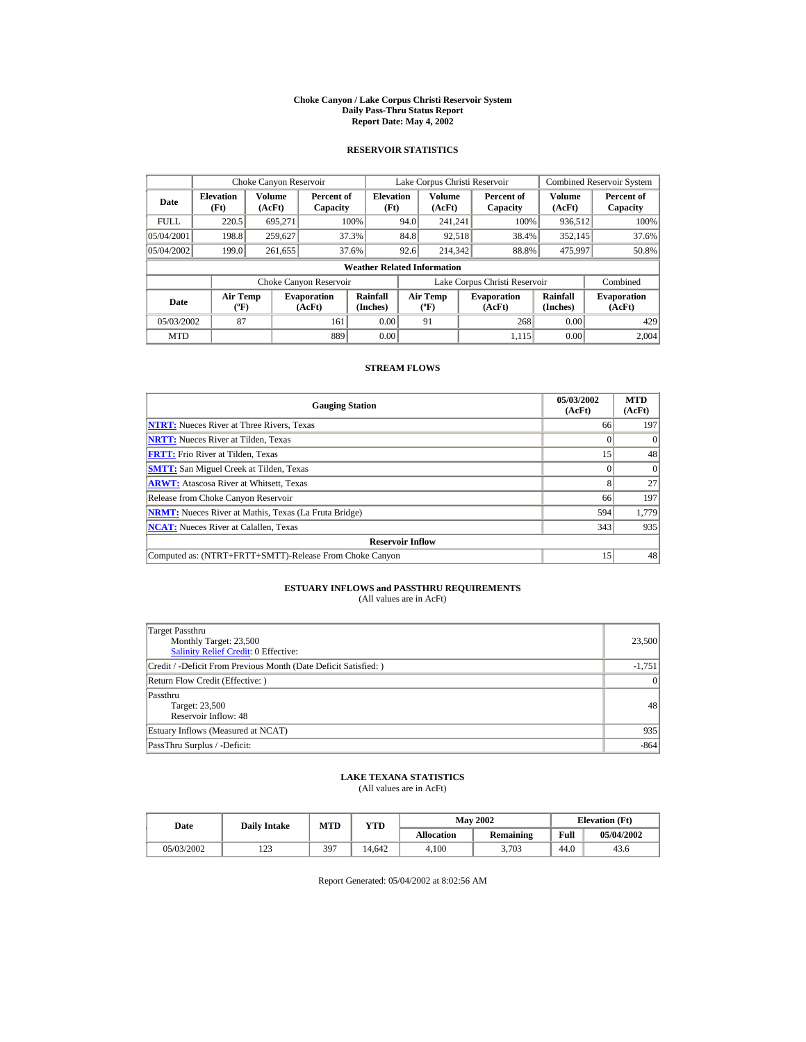# Choke Canyon / Lake Corpus Christi Reservoir System
## Daily Pass-Thru Status Report
### Report Date: May 4, 2002

## RESERVOIR STATISTICS

| Date | Choke Canyon Reservoir | | | Lake Corpus Christi Reservoir | | | Combined Reservoir System | |
|---|---|---|---|---|---|---|---|---|
| | Elevation (Ft) | Volume (AcFt) | Percent of Capacity | Elevation (Ft) | Volume (AcFt) | Percent of Capacity | Volume (AcFt) | Percent of Capacity |
| FULL | 220.5 | 695,271 | 100% | 94.0 | 241,241 | 100% | 936,512 | 100% |
| 05/04/2001 | 198.8 | 259,627 | 37.3% | 84.8 | 92,518 | 38.4% | 352,145 | 37.6% |
| 05/04/2002 | 199.0 | 261,655 | 37.6% | 92.6 | 214,342 | 88.8% | 475,997 | 50.8% |

**Weather Related Information**

| Date | Choke Canyon Reservoir | | | Lake Corpus Christi Reservoir | | | Combined |
|---|---|---|---|---|---|---|---|
| | Air Temp (ºF) | Evaporation (AcFt) | Rainfall (Inches) | Air Temp (ºF) | Evaporation (AcFt) | Rainfall (Inches) | Evaporation (AcFt) |
| 05/03/2002 | 87 | 161 | 0.00 | 91 | 268 | 0.00 | 429 |
| MTD | | 889 | 0.00 | | 1,115 | 0.00 | 2,004 |

## STREAM FLOWS

| Gauging Station | 05/03/2002 (AcFt) | MTD (AcFt) |
|---|---|---|
| NTRT: Nueces River at Three Rivers, Texas | 66 | 197 |
| NRTT: Nueces River at Tilden, Texas | 0 | 0 |
| FRTT: Frio River at Tilden, Texas | 15 | 48 |
| SMTT: San Miguel Creek at Tilden, Texas | 0 | 0 |
| ARWT: Atascosa River at Whitsett, Texas | 8 | 27 |
| Release from Choke Canyon Reservoir | 66 | 197 |
| NRMT: Nueces River at Mathis, Texas (La Fruta Bridge) | 594 | 1,779 |
| NCAT: Nueces River at Calallen, Texas | 343 | 935 |
| **Reservoir Inflow** | | |
| Computed as: (NTRT+FRTT+SMTT)-Release From Choke Canyon | 15 | 48 |

## ESTUARY INFLOWS and PASSTHRU REQUIREMENTS
(All values are in AcFt)

| | |
|---|---|
| Target Passthru<br>Monthly Target: 23,500<br>Salinity Relief Credit: 0 Effective: | 23,500 |
| Credit / -Deficit From Previous Month (Date Deficit Satisfied: ) | -1,751 |
| Return Flow Credit (Effective: ) | 0 |
| Passthru<br>Target: 23,500<br>Reservoir Inflow: 48 | 48 |
| Estuary Inflows (Measured at NCAT) | 935 |
| PassThru Surplus / -Deficit: | -864 |

## LAKE TEXANA STATISTICS
(All values are in AcFt)

| Date | Daily Intake | MTD | YTD | May 2002 | | Elevation (Ft) | |
|---|---|---|---|---|---|---|---|
| | | | | Allocation | Remaining | Full | 05/04/2002 |
| 05/03/2002 | 123 | 397 | 14,642 | 4,100 | 3,703 | 44.0 | 43.6 |

Report Generated: 05/04/2002 at 8:02:56 AM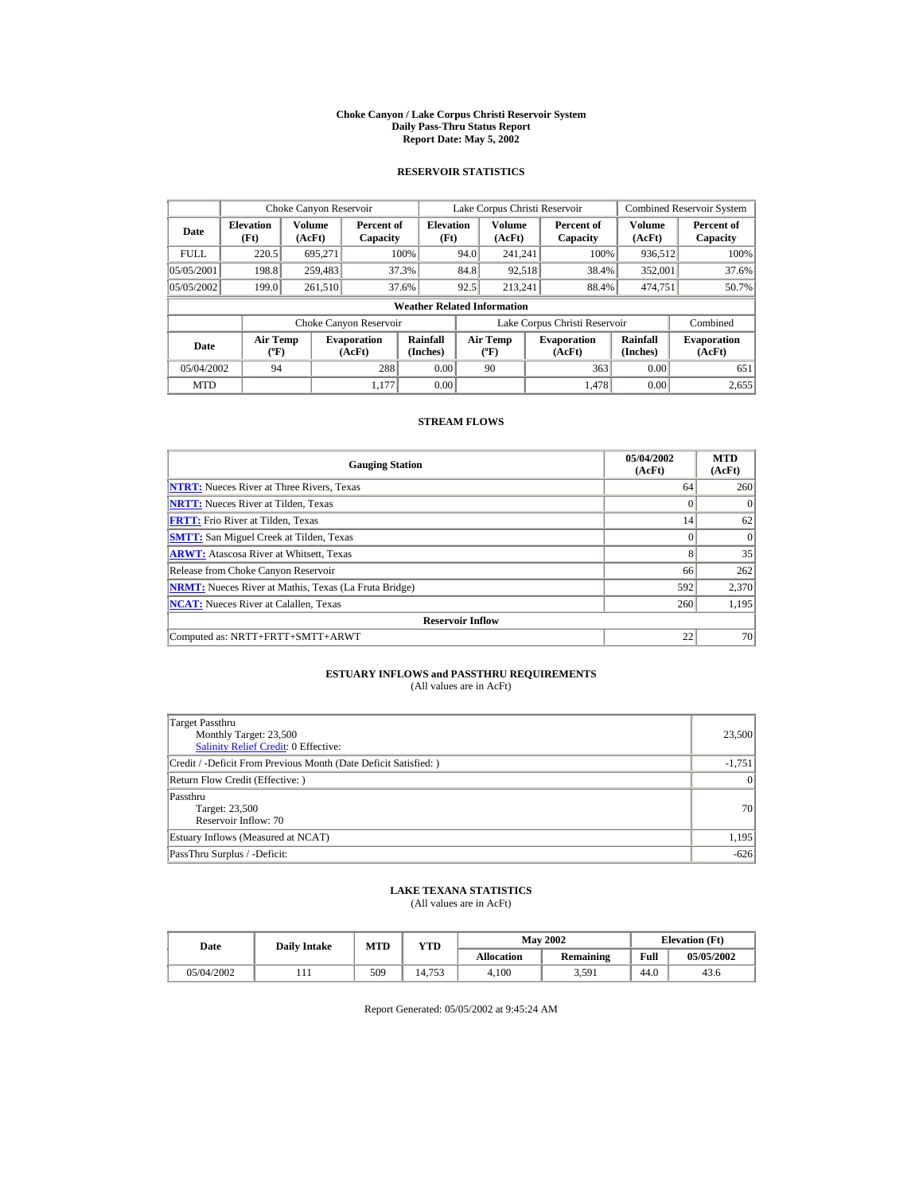# Choke Canyon / Lake Corpus Christi Reservoir System
## Daily Pass-Thru Status Report
### Report Date: May 5, 2002

## RESERVOIR STATISTICS

| Date | Choke Canyon Reservoir | | | Lake Corpus Christi Reservoir | | | Combined Reservoir System | |
|---|---|---|---|---|---|---|---|---|
| | Elevation (Ft) | Volume (AcFt) | Percent of Capacity | Elevation (Ft) | Volume (AcFt) | Percent of Capacity | Volume (AcFt) | Percent of Capacity |
| FULL | 220.5 | 695,271 | 100% | 94.0 | 241,241 | 100% | 936,512 | 100% |
| 05/05/2001 | 198.8 | 259,483 | 37.3% | 84.8 | 92,518 | 38.4% | 352,001 | 37.6% |
| 05/05/2002 | 199.0 | 261,510 | 37.6% | 92.5 | 213,241 | 88.4% | 474,751 | 50.7% |

**Weather Related Information**

| Date | Choke Canyon Reservoir | | | Lake Corpus Christi Reservoir | | | Combined |
|---|---|---|---|---|---|---|---|
| | Air Temp (ºF) | Evaporation (AcFt) | Rainfall (Inches) | Air Temp (ºF) | Evaporation (AcFt) | Rainfall (Inches) | Evaporation (AcFt) |
| 05/04/2002 | 94 | 288 | 0.00 | 90 | 363 | 0.00 | 651 |
| MTD | | 1,177 | 0.00 | | 1,478 | 0.00 | 2,655 |

## STREAM FLOWS

| Gauging Station | 05/04/2002 (AcFt) | MTD (AcFt) |
|---|---|---|
| NTRT: Nueces River at Three Rivers, Texas | 64 | 260 |
| NRTT: Nueces River at Tilden, Texas | 0 | 0 |
| FRTT: Frio River at Tilden, Texas | 14 | 62 |
| SMTT: San Miguel Creek at Tilden, Texas | 0 | 0 |
| ARWT: Atascosa River at Whitsett, Texas | 8 | 35 |
| Release from Choke Canyon Reservoir | 66 | 262 |
| NRMT: Nueces River at Mathis, Texas (La Fruta Bridge) | 592 | 2,370 |
| NCAT: Nueces River at Calallen, Texas | 260 | 1,195 |
| **Reservoir Inflow** | | |
| Computed as: NRTT+FRTT+SMTT+ARWT | 22 | 70 |

## ESTUARY INFLOWS and PASSTHRU REQUIREMENTS

(All values are in AcFt)

| | |
|---|---|
| Target Passthru<br>Monthly Target: 23,500<br>Salinity Relief Credit: 0 Effective: | 23,500 |
| Credit / -Deficit From Previous Month (Date Deficit Satisfied: ) | -1,751 |
| Return Flow Credit (Effective: ) | 0 |
| Passthru<br>Target: 23,500<br>Reservoir Inflow: 70 | 70 |
| Estuary Inflows (Measured at NCAT) | 1,195 |
| PassThru Surplus / -Deficit: | -626 |

## LAKE TEXANA STATISTICS

(All values are in AcFt)

| Date | Daily Intake | MTD | YTD | May 2002 | | Elevation (Ft) | |
|---|---|---|---|---|---|---|---|
| | | | | Allocation | Remaining | Full | 05/05/2002 |
| 05/04/2002 | 111 | 509 | 14,753 | 4,100 | 3,591 | 44.0 | 43.6 |

Report Generated: 05/05/2002 at 9:45:24 AM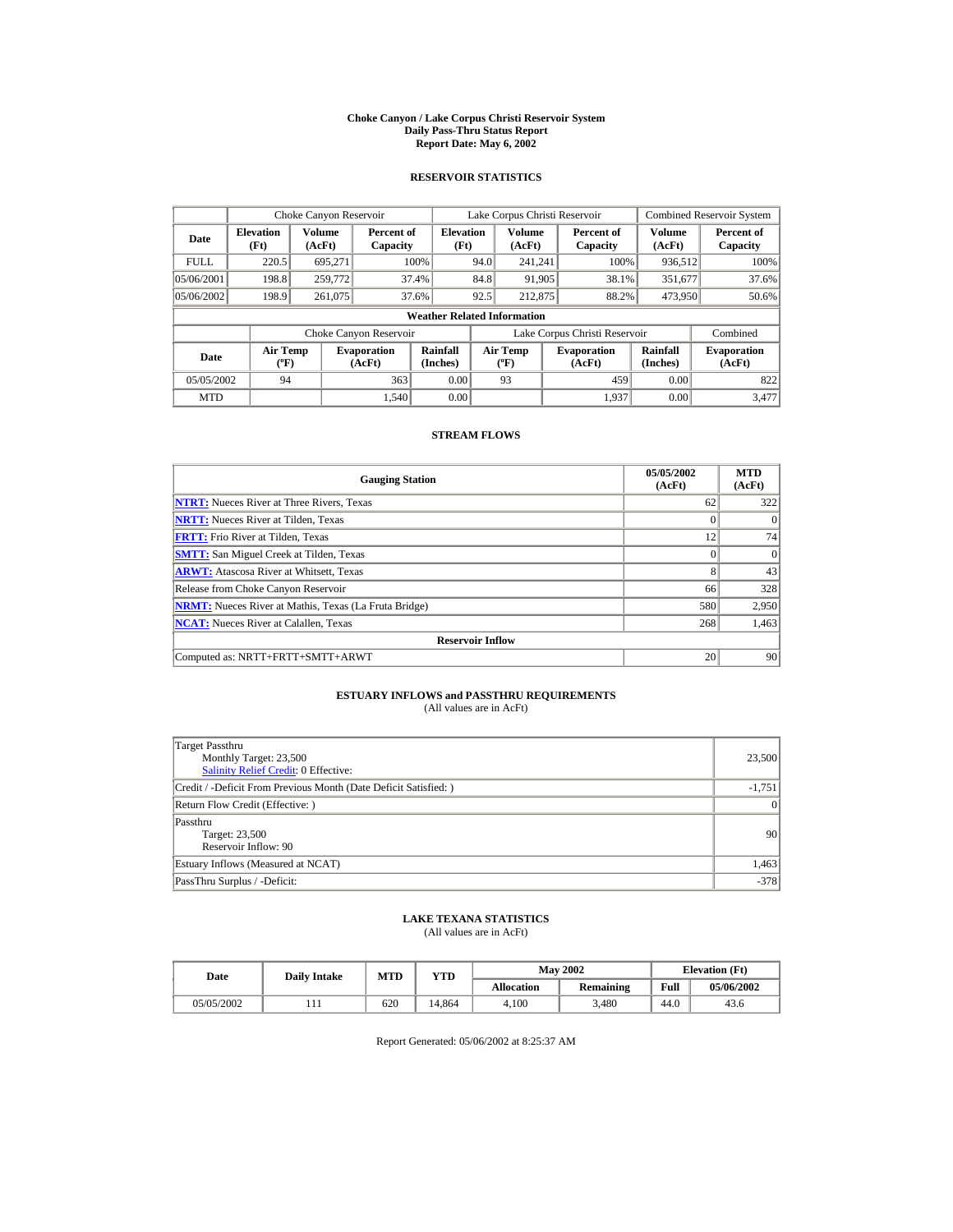# Choke Canyon / Lake Corpus Christi Reservoir System
## Daily Pass-Thru Status Report
### Report Date: May 6, 2002

## RESERVOIR STATISTICS

| Date | Choke Canyon Reservoir | | | Lake Corpus Christi Reservoir | | | Combined Reservoir System | |
|---|---|---|---|---|---|---|---|---|
| | Elevation (Ft) | Volume (AcFt) | Percent of Capacity | Elevation (Ft) | Volume (AcFt) | Percent of Capacity | Volume (AcFt) | Percent of Capacity |
| FULL | 220.5 | 695,271 | 100% | 94.0 | 241,241 | 100% | 936,512 | 100% |
| 05/06/2001 | 198.8 | 259,772 | 37.4% | 84.8 | 91,905 | 38.1% | 351,677 | 37.6% |
| 05/06/2002 | 198.9 | 261,075 | 37.6% | 92.5 | 212,875 | 88.2% | 473,950 | 50.6% |

**Weather Related Information**

| Date | Choke Canyon Reservoir | | | Lake Corpus Christi Reservoir | | | Combined |
|---|---|---|---|---|---|---|---|
| | Air Temp (ºF) | Evaporation (AcFt) | Rainfall (Inches) | Air Temp (ºF) | Evaporation (AcFt) | Rainfall (Inches) | Evaporation (AcFt) |
| 05/05/2002 | 94 | 363 | 0.00 | 93 | 459 | 0.00 | 822 |
| MTD | | 1,540 | 0.00 | | 1,937 | 0.00 | 3,477 |

## STREAM FLOWS

| Gauging Station | 05/05/2002 (AcFt) | MTD (AcFt) |
|---|---|---|
| NTRT: Nueces River at Three Rivers, Texas | 62 | 322 |
| NRTT: Nueces River at Tilden, Texas | 0 | 0 |
| FRTT: Frio River at Tilden, Texas | 12 | 74 |
| SMTT: San Miguel Creek at Tilden, Texas | 0 | 0 |
| ARWT: Atascosa River at Whitsett, Texas | 8 | 43 |
| Release from Choke Canyon Reservoir | 66 | 328 |
| NRMT: Nueces River at Mathis, Texas (La Fruta Bridge) | 580 | 2,950 |
| NCAT: Nueces River at Calallen, Texas | 268 | 1,463 |
| **Reservoir Inflow** | | |
| Computed as: NRTT+FRTT+SMTT+ARWT | 20 | 90 |

## ESTUARY INFLOWS and PASSTHRU REQUIREMENTS
(All values are in AcFt)

| | |
|---|---|
| Target Passthru<br>Monthly Target: 23,500<br>Salinity Relief Credit: 0 Effective: | 23,500 |
| Credit / -Deficit From Previous Month (Date Deficit Satisfied: ) | -1,751 |
| Return Flow Credit (Effective: ) | 0 |
| Passthru<br>Target: 23,500<br>Reservoir Inflow: 90 | 90 |
| Estuary Inflows (Measured at NCAT) | 1,463 |
| PassThru Surplus / -Deficit: | -378 |

## LAKE TEXANA STATISTICS
(All values are in AcFt)

| Date | Daily Intake | MTD | YTD | May 2002 | | Elevation (Ft) | |
|---|---|---|---|---|---|---|---|
| | | | | Allocation | Remaining | Full | 05/06/2002 |
| 05/05/2002 | 111 | 620 | 14,864 | 4,100 | 3,480 | 44.0 | 43.6 |

Report Generated: 05/06/2002 at 8:25:37 AM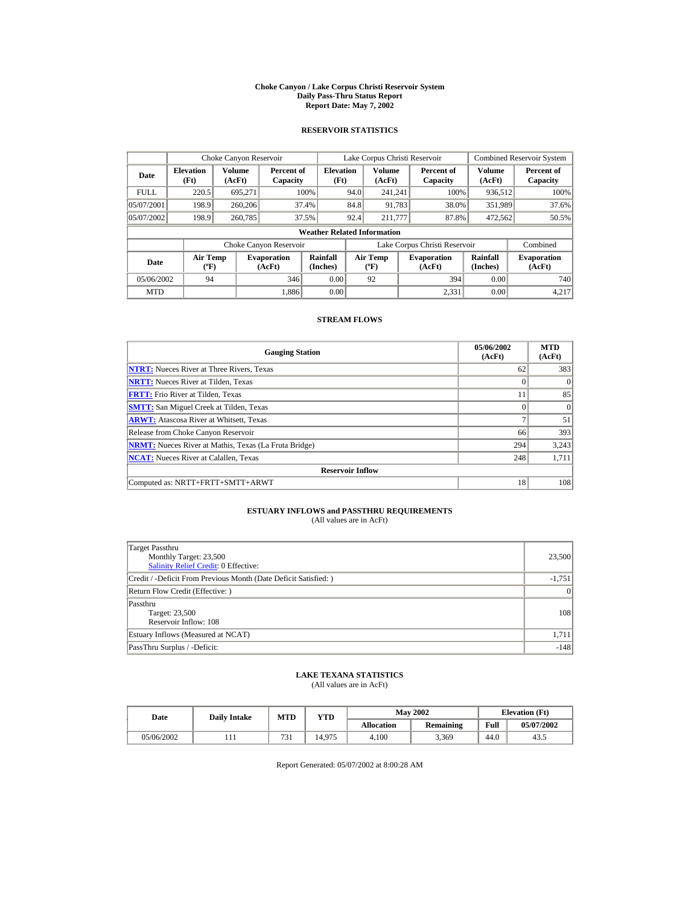# Choke Canyon / Lake Corpus Christi Reservoir System
## Daily Pass-Thru Status Report
## Report Date: May 7, 2002

### RESERVOIR STATISTICS

| Date | Choke Canyon Reservoir | | | Lake Corpus Christi Reservoir | | | Combined Reservoir System | |
|---|---|---|---|---|---|---|---|---|
| | Elevation (Ft) | Volume (AcFt) | Percent of Capacity | Elevation (Ft) | Volume (AcFt) | Percent of Capacity | Volume (AcFt) | Percent of Capacity |
| FULL | 220.5 | 695,271 | 100% | 94.0 | 241,241 | 100% | 936,512 | 100% |
| 05/07/2001 | 198.9 | 260,206 | 37.4% | 84.8 | 91,783 | 38.0% | 351,989 | 37.6% |
| 05/07/2002 | 198.9 | 260,785 | 37.5% | 92.4 | 211,777 | 87.8% | 472,562 | 50.5% |

**Weather Related Information**

| Date | Choke Canyon Reservoir | | | Lake Corpus Christi Reservoir | | | Combined |
|---|---|---|---|---|---|---|---|
| | Air Temp (ºF) | Evaporation (AcFt) | Rainfall (Inches) | Air Temp (ºF) | Evaporation (AcFt) | Rainfall (Inches) | Evaporation (AcFt) |
| 05/06/2002 | 94 | 346 | 0.00 | 92 | 394 | 0.00 | 740 |
| MTD | | 1,886 | 0.00 | | 2,331 | 0.00 | 4,217 |

### STREAM FLOWS

| Gauging Station | 05/06/2002 (AcFt) | MTD (AcFt) |
|---|---|---|
| NTRT: Nueces River at Three Rivers, Texas | 62 | 383 |
| NRTT: Nueces River at Tilden, Texas | 0 | 0 |
| FRTT: Frio River at Tilden, Texas | 11 | 85 |
| SMTT: San Miguel Creek at Tilden, Texas | 0 | 0 |
| ARWT: Atascosa River at Whitsett, Texas | 7 | 51 |
| Release from Choke Canyon Reservoir | 66 | 393 |
| NRMT: Nueces River at Mathis, Texas (La Fruta Bridge) | 294 | 3,243 |
| NCAT: Nueces River at Calallen, Texas | 248 | 1,711 |
| **Reservoir Inflow** | | |
| Computed as: NRTT+FRTT+SMTT+ARWT | 18 | 108 |

### ESTUARY INFLOWS and PASSTHRU REQUIREMENTS
(All values are in AcFt)

| | |
|---|---|
| Target Passthru<br>Monthly Target: 23,500<br>Salinity Relief Credit: 0 Effective: | 23,500 |
| Credit / -Deficit From Previous Month (Date Deficit Satisfied: ) | -1,751 |
| Return Flow Credit (Effective: ) | 0 |
| Passthru<br>Target: 23,500<br>Reservoir Inflow: 108 | 108 |
| Estuary Inflows (Measured at NCAT) | 1,711 |
| PassThru Surplus / -Deficit: | -148 |

### LAKE TEXANA STATISTICS
(All values are in AcFt)

| Date | Daily Intake | MTD | YTD | May 2002 | | Elevation (Ft) | |
|---|---|---|---|---|---|---|---|
| | | | | Allocation | Remaining | Full | 05/07/2002 |
| 05/06/2002 | 111 | 731 | 14,975 | 4,100 | 3,369 | 44.0 | 43.5 |

Report Generated: 05/07/2002 at 8:00:28 AM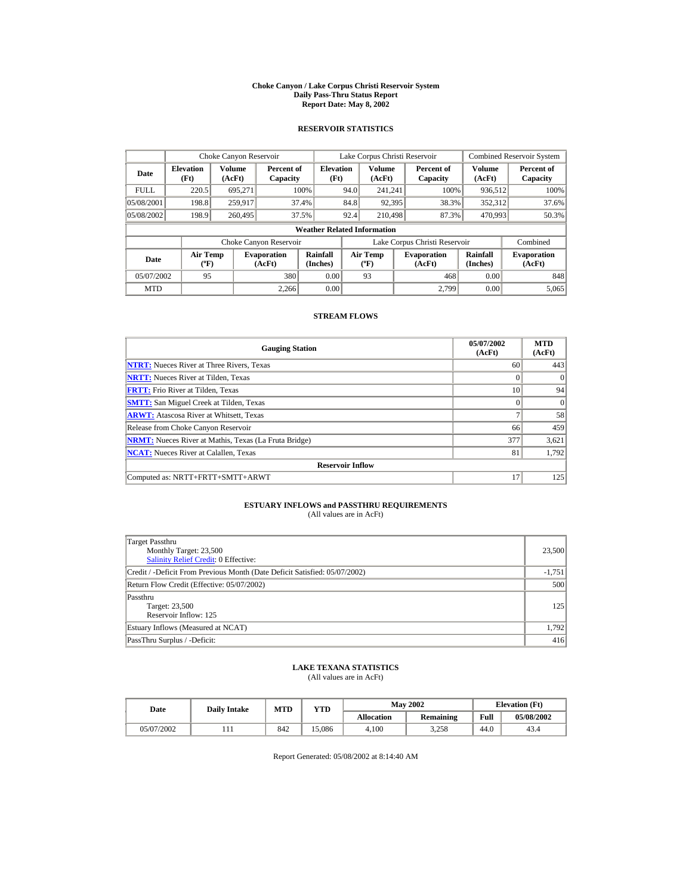# Choke Canyon / Lake Corpus Christi Reservoir System
## Daily Pass-Thru Status Report
### Report Date: May 8, 2002

## RESERVOIR STATISTICS

| Date | Choke Canyon Reservoir | | | Lake Corpus Christi Reservoir | | | Combined Reservoir System | |
|---|---|---|---|---|---|---|---|---|
| | Elevation (Ft) | Volume (AcFt) | Percent of Capacity | Elevation (Ft) | Volume (AcFt) | Percent of Capacity | Volume (AcFt) | Percent of Capacity |
| FULL | 220.5 | 695,271 | 100% | 94.0 | 241,241 | 100% | 936,512 | 100% |
| 05/08/2001 | 198.8 | 259,917 | 37.4% | 84.8 | 92,395 | 38.3% | 352,312 | 37.6% |
| 05/08/2002 | 198.9 | 260,495 | 37.5% | 92.4 | 210,498 | 87.3% | 470,993 | 50.3% |

**Weather Related Information**

| Date | Choke Canyon Reservoir | | | Lake Corpus Christi Reservoir | | | Combined |
|---|---|---|---|---|---|---|---|
| | Air Temp (ºF) | Evaporation (AcFt) | Rainfall (Inches) | Air Temp (ºF) | Evaporation (AcFt) | Rainfall (Inches) | Evaporation (AcFt) |
| 05/07/2002 | 95 | 380 | 0.00 | 93 | 468 | 0.00 | 848 |
| MTD | | 2,266 | 0.00 | | 2,799 | 0.00 | 5,065 |

## STREAM FLOWS

| Gauging Station | 05/07/2002 (AcFt) | MTD (AcFt) |
|---|---|---|
| NTRT: Nueces River at Three Rivers, Texas | 60 | 443 |
| NRTT: Nueces River at Tilden, Texas | 0 | 0 |
| FRTT: Frio River at Tilden, Texas | 10 | 94 |
| SMTT: San Miguel Creek at Tilden, Texas | 0 | 0 |
| ARWT: Atascosa River at Whitsett, Texas | 7 | 58 |
| Release from Choke Canyon Reservoir | 66 | 459 |
| NRMT: Nueces River at Mathis, Texas (La Fruta Bridge) | 377 | 3,621 |
| NCAT: Nueces River at Calallen, Texas | 81 | 1,792 |
| **Reservoir Inflow** | | |
| Computed as: NRTT+FRTT+SMTT+ARWT | 17 | 125 |

## ESTUARY INFLOWS and PASSTHRU REQUIREMENTS
(All values are in AcFt)

| | |
|---|---|
| Target Passthru<br>Monthly Target: 23,500<br>Salinity Relief Credit: 0 Effective: | 23,500 |
| Credit / -Deficit From Previous Month (Date Deficit Satisfied: 05/07/2002) | -1,751 |
| Return Flow Credit (Effective: 05/07/2002) | 500 |
| Passthru<br>Target: 23,500<br>Reservoir Inflow: 125 | 125 |
| Estuary Inflows (Measured at NCAT) | 1,792 |
| PassThru Surplus / -Deficit: | 416 |

## LAKE TEXANA STATISTICS
(All values are in AcFt)

| Date | Daily Intake | MTD | YTD | May 2002 | | Elevation (Ft) | |
|---|---|---|---|---|---|---|---|
| | | | | Allocation | Remaining | Full | 05/08/2002 |
| 05/07/2002 | 111 | 842 | 15,086 | 4,100 | 3,258 | 44.0 | 43.4 |

Report Generated: 05/08/2002 at 8:14:40 AM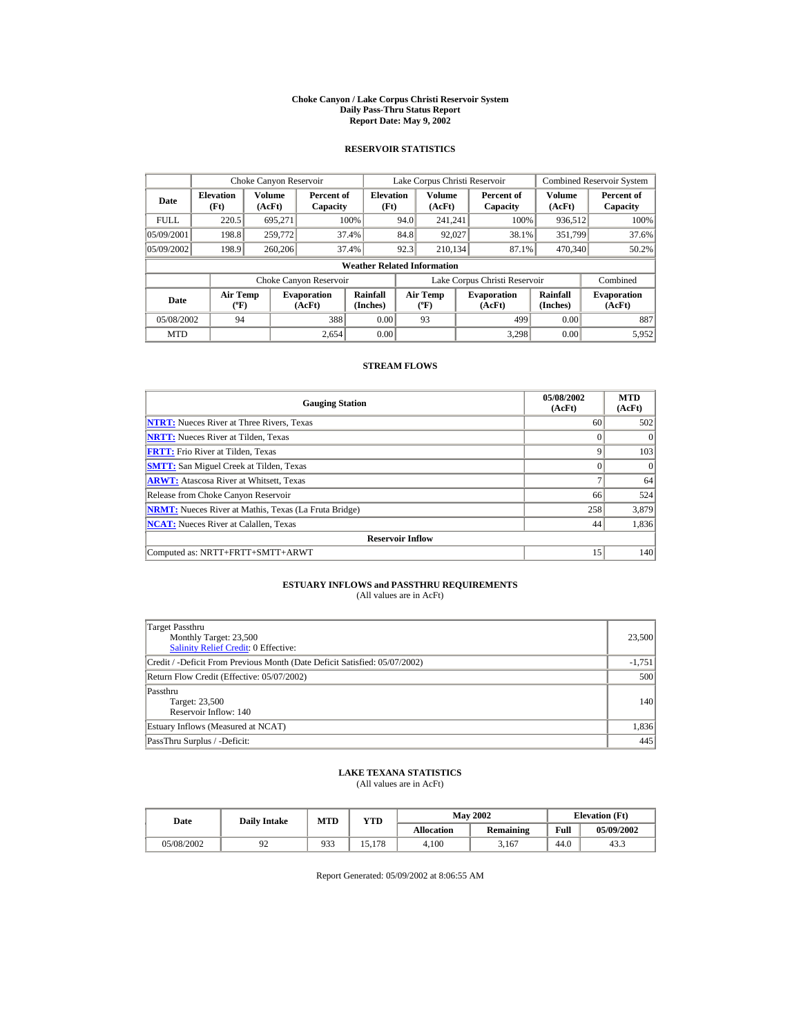# Choke Canyon / Lake Corpus Christi Reservoir System
## Daily Pass-Thru Status Report
## Report Date: May 9, 2002

### RESERVOIR STATISTICS

| | Choke Canyon Reservoir | | | Lake Corpus Christi Reservoir | | | Combined Reservoir System | |
|---|---|---|---|---|---|---|---|---|
| Date | Elevation (Ft) | Volume (AcFt) | Percent of Capacity | Elevation (Ft) | Volume (AcFt) | Percent of Capacity | Volume (AcFt) | Percent of Capacity |
| FULL | 220.5 | 695,271 | 100% | 94.0 | 241,241 | 100% | 936,512 | 100% |
| 05/09/2001 | 198.8 | 259,772 | 37.4% | 84.8 | 92,027 | 38.1% | 351,799 | 37.6% |
| 05/09/2002 | 198.9 | 260,206 | 37.4% | 92.3 | 210,134 | 87.1% | 470,340 | 50.2% |

**Weather Related Information**

| | Choke Canyon Reservoir | | | Lake Corpus Christi Reservoir | | | Combined |
|---|---|---|---|---|---|---|---|
| Date | Air Temp (ºF) | Evaporation (AcFt) | Rainfall (Inches) | Air Temp (ºF) | Evaporation (AcFt) | Rainfall (Inches) | Evaporation (AcFt) |
| 05/08/2002 | 94 | 388 | 0.00 | 93 | 499 | 0.00 | 887 |
| MTD | | 2,654 | 0.00 | | 3,298 | 0.00 | 5,952 |

### STREAM FLOWS

| Gauging Station | 05/08/2002 (AcFt) | MTD (AcFt) |
|---|---|---|
| NTRT: Nueces River at Three Rivers, Texas | 60 | 502 |
| NRTT: Nueces River at Tilden, Texas | 0 | 0 |
| FRTT: Frio River at Tilden, Texas | 9 | 103 |
| SMTT: San Miguel Creek at Tilden, Texas | 0 | 0 |
| ARWT: Atascosa River at Whitsett, Texas | 7 | 64 |
| Release from Choke Canyon Reservoir | 66 | 524 |
| NRMT: Nueces River at Mathis, Texas (La Fruta Bridge) | 258 | 3,879 |
| NCAT: Nueces River at Calallen, Texas | 44 | 1,836 |
| **Reservoir Inflow** | | |
| Computed as: NRTT+FRTT+SMTT+ARWT | 15 | 140 |

### ESTUARY INFLOWS and PASSTHRU REQUIREMENTS
(All values are in AcFt)

| | |
|---|---|
| Target Passthru<br>Monthly Target: 23,500<br>Salinity Relief Credit: 0 Effective: | 23,500 |
| Credit / -Deficit From Previous Month (Date Deficit Satisfied: 05/07/2002) | -1,751 |
| Return Flow Credit (Effective: 05/07/2002) | 500 |
| Passthru<br>Target: 23,500<br>Reservoir Inflow: 140 | 140 |
| Estuary Inflows (Measured at NCAT) | 1,836 |
| PassThru Surplus / -Deficit: | 445 |

### LAKE TEXANA STATISTICS
(All values are in AcFt)

| Date | Daily Intake | MTD | YTD | May 2002 | | Elevation (Ft) | |
|---|---|---|---|---|---|---|---|
| | | | | Allocation | Remaining | Full | 05/09/2002 |
| 05/08/2002 | 92 | 933 | 15,178 | 4,100 | 3,167 | 44.0 | 43.3 |

Report Generated: 05/09/2002 at 8:06:55 AM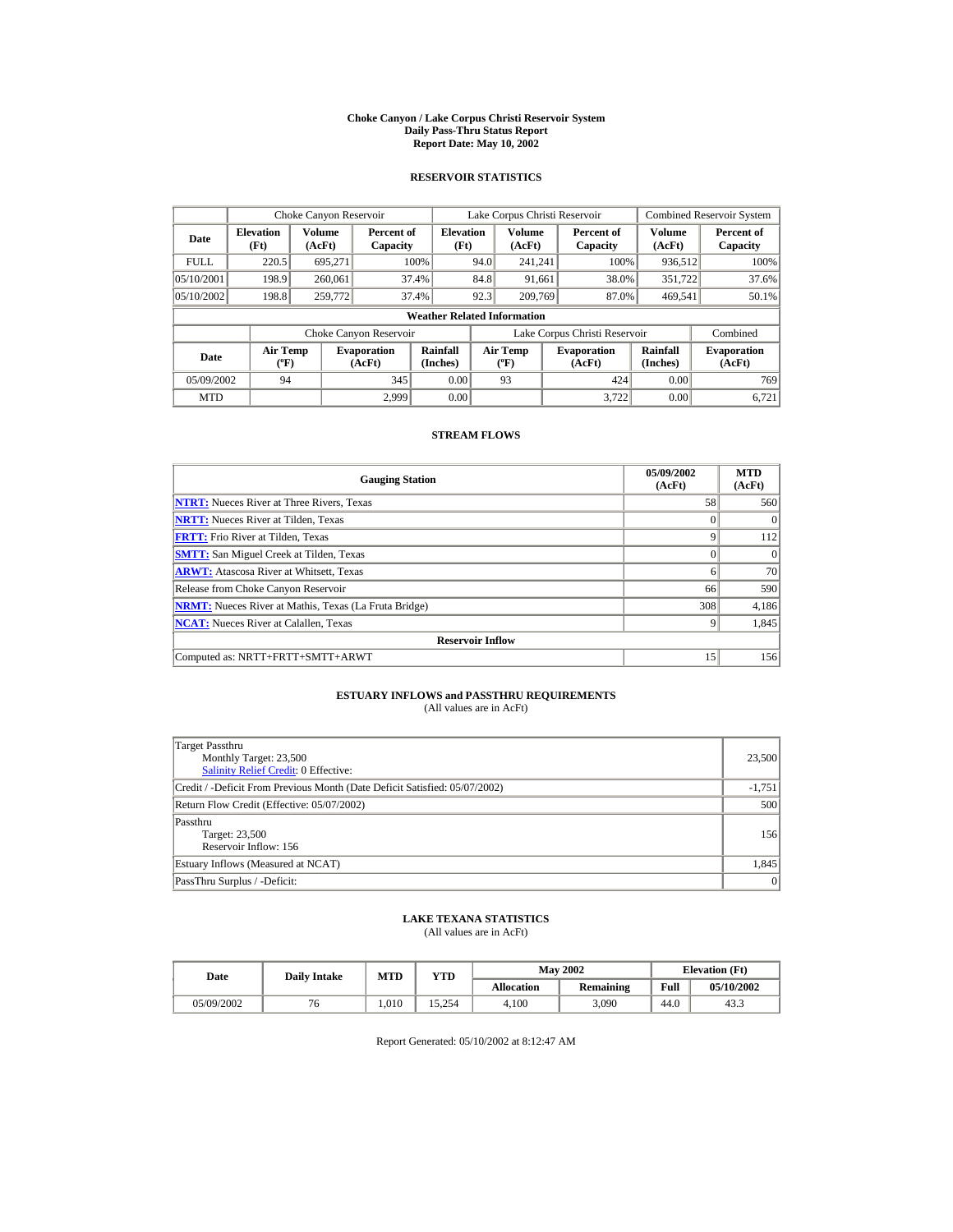# Choke Canyon / Lake Corpus Christi Reservoir System
## Daily Pass-Thru Status Report
### Report Date: May 10, 2002

## RESERVOIR STATISTICS

| | Choke Canyon Reservoir | | | Lake Corpus Christi Reservoir | | | Combined Reservoir System | |
|---|---|---|---|---|---|---|---|---|
| **Date** | **Elevation (Ft)** | **Volume (AcFt)** | **Percent of Capacity** | **Elevation (Ft)** | **Volume (AcFt)** | **Percent of Capacity** | **Volume (AcFt)** | **Percent of Capacity** |
| FULL | 220.5 | 695,271 | 100% | 94.0 | 241,241 | 100% | 936,512 | 100% |
| 05/10/2001 | 198.9 | 260,061 | 37.4% | 84.8 | 91,661 | 38.0% | 351,722 | 37.6% |
| 05/10/2002 | 198.8 | 259,772 | 37.4% | 92.3 | 209,769 | 87.0% | 469,541 | 50.1% |

**Weather Related Information**

| | Choke Canyon Reservoir | | | Lake Corpus Christi Reservoir | | | Combined |
|---|---|---|---|---|---|---|---|
| **Date** | **Air Temp (ºF)** | **Evaporation (AcFt)** | **Rainfall (Inches)** | **Air Temp (ºF)** | **Evaporation (AcFt)** | **Rainfall (Inches)** | **Evaporation (AcFt)** |
| 05/09/2002 | 94 | 345 | 0.00 | 93 | 424 | 0.00 | 769 |
| MTD | | 2,999 | 0.00 | | 3,722 | 0.00 | 6,721 |

## STREAM FLOWS

| Gauging Station | 05/09/2002 (AcFt) | MTD (AcFt) |
|---|---|---|
| **NTRT:** Nueces River at Three Rivers, Texas | 58 | 560 |
| **NRTT:** Nueces River at Tilden, Texas | 0 | 0 |
| **FRTT:** Frio River at Tilden, Texas | 9 | 112 |
| **SMTT:** San Miguel Creek at Tilden, Texas | 0 | 0 |
| **ARWT:** Atascosa River at Whitsett, Texas | 6 | 70 |
| Release from Choke Canyon Reservoir | 66 | 590 |
| **NRMT:** Nueces River at Mathis, Texas (La Fruta Bridge) | 308 | 4,186 |
| **NCAT:** Nueces River at Calallen, Texas | 9 | 1,845 |
| **Reservoir Inflow** | | |
| Computed as: NRTT+FRTT+SMTT+ARWT | 15 | 156 |

## ESTUARY INFLOWS and PASSTHRU REQUIREMENTS
(All values are in AcFt)

| | |
|---|---|
| Target Passthru<br>Monthly Target: 23,500<br>Salinity Relief Credit: 0 Effective: | 23,500 |
| Credit / -Deficit From Previous Month (Date Deficit Satisfied: 05/07/2002) | -1,751 |
| Return Flow Credit (Effective: 05/07/2002) | 500 |
| Passthru<br>Target: 23,500<br>Reservoir Inflow: 156 | 156 |
| Estuary Inflows (Measured at NCAT) | 1,845 |
| PassThru Surplus / -Deficit: | 0 |

## LAKE TEXANA STATISTICS
(All values are in AcFt)

| Date | Daily Intake | MTD | YTD | May 2002 | | Elevation (Ft) | |
|---|---|---|---|---|---|---|---|
| | | | | **Allocation** | **Remaining** | **Full** | **05/10/2002** |
| 05/09/2002 | 76 | 1,010 | 15,254 | 4,100 | 3,090 | 44.0 | 43.3 |

Report Generated: 05/10/2002 at 8:12:47 AM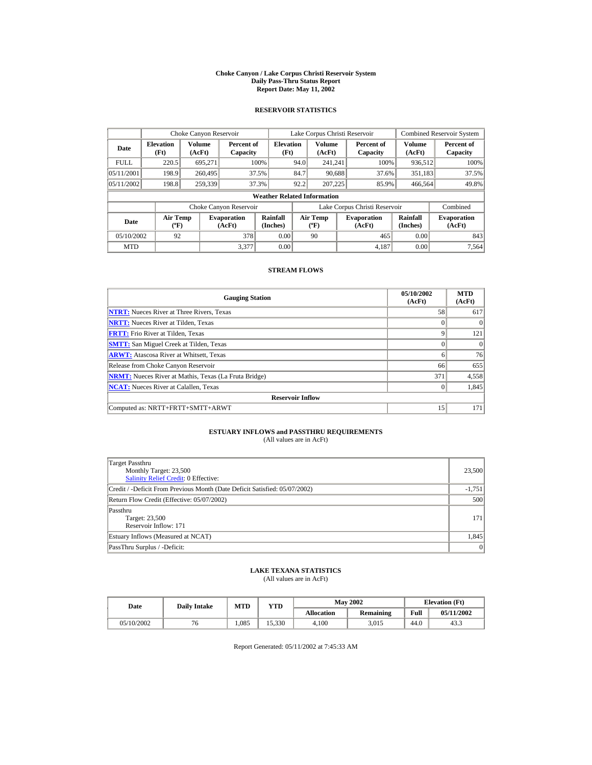# Choke Canyon / Lake Corpus Christi Reservoir System
## Daily Pass-Thru Status Report
### Report Date: May 11, 2002

## RESERVOIR STATISTICS

| Date | Choke Canyon Reservoir | | | Lake Corpus Christi Reservoir | | | Combined Reservoir System | |
|---|---|---|---|---|---|---|---|---|
| | Elevation (Ft) | Volume (AcFt) | Percent of Capacity | Elevation (Ft) | Volume (AcFt) | Percent of Capacity | Volume (AcFt) | Percent of Capacity |
| FULL | 220.5 | 695,271 | 100% | 94.0 | 241,241 | 100% | 936,512 | 100% |
| 05/11/2001 | 198.9 | 260,495 | 37.5% | 84.7 | 90,688 | 37.6% | 351,183 | 37.5% |
| 05/11/2002 | 198.8 | 259,339 | 37.3% | 92.2 | 207,225 | 85.9% | 466,564 | 49.8% |

**Weather Related Information**

| Date | Choke Canyon Reservoir | | | Lake Corpus Christi Reservoir | | | Combined |
|---|---|---|---|---|---|---|---|
| | Air Temp (ºF) | Evaporation (AcFt) | Rainfall (Inches) | Air Temp (ºF) | Evaporation (AcFt) | Rainfall (Inches) | Evaporation (AcFt) |
| 05/10/2002 | 92 | 378 | 0.00 | 90 | 465 | 0.00 | 843 |
| MTD | | 3,377 | 0.00 | | 4,187 | 0.00 | 7,564 |

## STREAM FLOWS

| Gauging Station | 05/10/2002 (AcFt) | MTD (AcFt) |
|---|---|---|
| NTRT: Nueces River at Three Rivers, Texas | 58 | 617 |
| NRTT: Nueces River at Tilden, Texas | 0 | 0 |
| FRTT: Frio River at Tilden, Texas | 9 | 121 |
| SMTT: San Miguel Creek at Tilden, Texas | 0 | 0 |
| ARWT: Atascosa River at Whitsett, Texas | 6 | 76 |
| Release from Choke Canyon Reservoir | 66 | 655 |
| NRMT: Nueces River at Mathis, Texas (La Fruta Bridge) | 371 | 4,558 |
| NCAT: Nueces River at Calallen, Texas | 0 | 1,845 |
| **Reservoir Inflow** | | |
| Computed as: NRTT+FRTT+SMTT+ARWT | 15 | 171 |

## ESTUARY INFLOWS and PASSTHRU REQUIREMENTS
(All values are in AcFt)

| | |
|---|---|
| Target Passthru<br>Monthly Target: 23,500<br>Salinity Relief Credit: 0 Effective: | 23,500 |
| Credit / -Deficit From Previous Month (Date Deficit Satisfied: 05/07/2002) | -1,751 |
| Return Flow Credit (Effective: 05/07/2002) | 500 |
| Passthru<br>Target: 23,500<br>Reservoir Inflow: 171 | 171 |
| Estuary Inflows (Measured at NCAT) | 1,845 |
| PassThru Surplus / -Deficit: | 0 |

## LAKE TEXANA STATISTICS
(All values are in AcFt)

| Date | Daily Intake | MTD | YTD | May 2002 | | Elevation (Ft) | |
|---|---|---|---|---|---|---|---|
| | | | | Allocation | Remaining | Full | 05/11/2002 |
| 05/10/2002 | 76 | 1,085 | 15,330 | 4,100 | 3,015 | 44.0 | 43.3 |

Report Generated: 05/11/2002 at 7:45:33 AM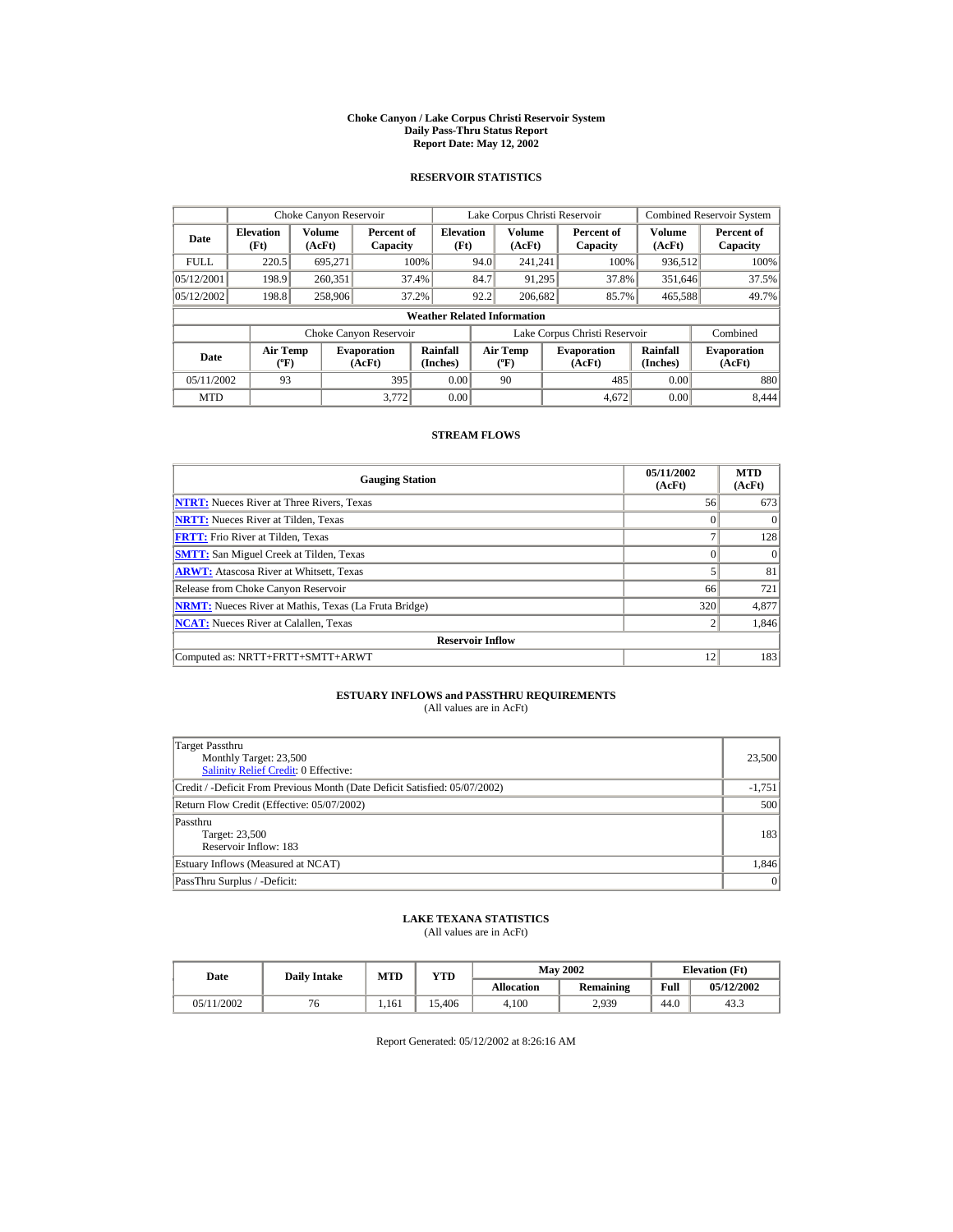# Choke Canyon / Lake Corpus Christi Reservoir System
## Daily Pass-Thru Status Report
### Report Date: May 12, 2002

## RESERVOIR STATISTICS

| Date | Choke Canyon Reservoir | | | Lake Corpus Christi Reservoir | | | Combined Reservoir System | |
|---|---|---|---|---|---|---|---|---|
| | Elevation (Ft) | Volume (AcFt) | Percent of Capacity | Elevation (Ft) | Volume (AcFt) | Percent of Capacity | Volume (AcFt) | Percent of Capacity |
| FULL | 220.5 | 695,271 | 100% | 94.0 | 241,241 | 100% | 936,512 | 100% |
| 05/12/2001 | 198.9 | 260,351 | 37.4% | 84.7 | 91,295 | 37.8% | 351,646 | 37.5% |
| 05/12/2002 | 198.8 | 258,906 | 37.2% | 92.2 | 206,682 | 85.7% | 465,588 | 49.7% |

**Weather Related Information**

| Date | Choke Canyon Reservoir | | | Lake Corpus Christi Reservoir | | | Combined |
|---|---|---|---|---|---|---|---|
| | Air Temp (ºF) | Evaporation (AcFt) | Rainfall (Inches) | Air Temp (ºF) | Evaporation (AcFt) | Rainfall (Inches) | Evaporation (AcFt) |
| 05/11/2002 | 93 | 395 | 0.00 | 90 | 485 | 0.00 | 880 |
| MTD | | 3,772 | 0.00 | | 4,672 | 0.00 | 8,444 |

## STREAM FLOWS

| Gauging Station | 05/11/2002 (AcFt) | MTD (AcFt) |
|---|---|---|
| NTRT: Nueces River at Three Rivers, Texas | 56 | 673 |
| NRTT: Nueces River at Tilden, Texas | 0 | 0 |
| FRTT: Frio River at Tilden, Texas | 7 | 128 |
| SMTT: San Miguel Creek at Tilden, Texas | 0 | 0 |
| ARWT: Atascosa River at Whitsett, Texas | 5 | 81 |
| Release from Choke Canyon Reservoir | 66 | 721 |
| NRMT: Nueces River at Mathis, Texas (La Fruta Bridge) | 320 | 4,877 |
| NCAT: Nueces River at Calallen, Texas | 2 | 1,846 |
| **Reservoir Inflow** | | |
| Computed as: NRTT+FRTT+SMTT+ARWT | 12 | 183 |

## ESTUARY INFLOWS and PASSTHRU REQUIREMENTS
(All values are in AcFt)

| | |
|---|---|
| Target Passthru<br>Monthly Target: 23,500<br>Salinity Relief Credit: 0 Effective: | 23,500 |
| Credit / -Deficit From Previous Month (Date Deficit Satisfied: 05/07/2002) | -1,751 |
| Return Flow Credit (Effective: 05/07/2002) | 500 |
| Passthru<br>Target: 23,500<br>Reservoir Inflow: 183 | 183 |
| Estuary Inflows (Measured at NCAT) | 1,846 |
| PassThru Surplus / -Deficit: | 0 |

## LAKE TEXANA STATISTICS
(All values are in AcFt)

| Date | Daily Intake | MTD | YTD | May 2002 | | Elevation (Ft) | |
|---|---|---|---|---|---|---|---|
| | | | | Allocation | Remaining | Full | 05/12/2002 |
| 05/11/2002 | 76 | 1,161 | 15,406 | 4,100 | 2,939 | 44.0 | 43.3 |

Report Generated: 05/12/2002 at 8:26:16 AM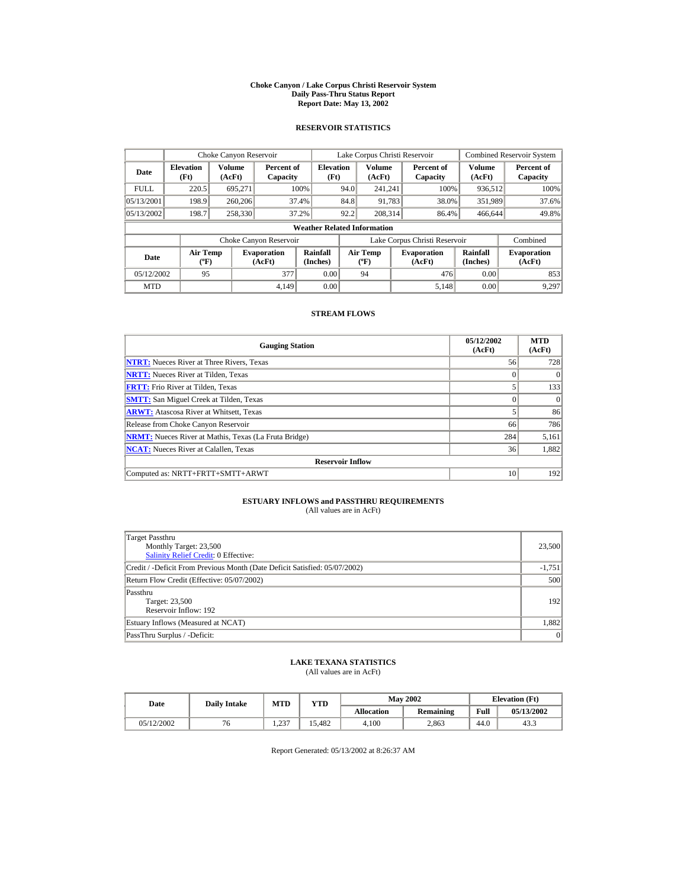# Choke Canyon / Lake Corpus Christi Reservoir System
## Daily Pass-Thru Status Report
### Report Date: May 13, 2002

## RESERVOIR STATISTICS

| Date | Choke Canyon Reservoir | | | Lake Corpus Christi Reservoir | | | Combined Reservoir System | |
|---|---|---|---|---|---|---|---|---|
| | Elevation (Ft) | Volume (AcFt) | Percent of Capacity | Elevation (Ft) | Volume (AcFt) | Percent of Capacity | Volume (AcFt) | Percent of Capacity |
| FULL | 220.5 | 695,271 | 100% | 94.0 | 241,241 | 100% | 936,512 | 100% |
| 05/13/2001 | 198.9 | 260,206 | 37.4% | 84.8 | 91,783 | 38.0% | 351,989 | 37.6% |
| 05/13/2002 | 198.7 | 258,330 | 37.2% | 92.2 | 208,314 | 86.4% | 466,644 | 49.8% |

**Weather Related Information**

| Date | Choke Canyon Reservoir | | | Lake Corpus Christi Reservoir | | | Combined |
|---|---|---|---|---|---|---|---|
| | Air Temp (ºF) | Evaporation (AcFt) | Rainfall (Inches) | Air Temp (ºF) | Evaporation (AcFt) | Rainfall (Inches) | Evaporation (AcFt) |
| 05/12/2002 | 95 | 377 | 0.00 | 94 | 476 | 0.00 | 853 |
| MTD | | 4,149 | 0.00 | | 5,148 | 0.00 | 9,297 |

## STREAM FLOWS

| Gauging Station | 05/12/2002 (AcFt) | MTD (AcFt) |
|---|---|---|
| NTRT: Nueces River at Three Rivers, Texas | 56 | 728 |
| NRTT: Nueces River at Tilden, Texas | 0 | 0 |
| FRTT: Frio River at Tilden, Texas | 5 | 133 |
| SMTT: San Miguel Creek at Tilden, Texas | 0 | 0 |
| ARWT: Atascosa River at Whitsett, Texas | 5 | 86 |
| Release from Choke Canyon Reservoir | 66 | 786 |
| NRMT: Nueces River at Mathis, Texas (La Fruta Bridge) | 284 | 5,161 |
| NCAT: Nueces River at Calallen, Texas | 36 | 1,882 |
| **Reservoir Inflow** | | |
| Computed as: NRTT+FRTT+SMTT+ARWT | 10 | 192 |

## ESTUARY INFLOWS and PASSTHRU REQUIREMENTS
(All values are in AcFt)

| | |
|---|---|
| Target Passthru<br>Monthly Target: 23,500<br>Salinity Relief Credit: 0 Effective: | 23,500 |
| Credit / -Deficit From Previous Month (Date Deficit Satisfied: 05/07/2002) | -1,751 |
| Return Flow Credit (Effective: 05/07/2002) | 500 |
| Passthru<br>Target: 23,500<br>Reservoir Inflow: 192 | 192 |
| Estuary Inflows (Measured at NCAT) | 1,882 |
| PassThru Surplus / -Deficit: | 0 |

## LAKE TEXANA STATISTICS
(All values are in AcFt)

| Date | Daily Intake | MTD | YTD | May 2002 | | Elevation (Ft) | |
|---|---|---|---|---|---|---|---|
| | | | | Allocation | Remaining | Full | 05/13/2002 |
| 05/12/2002 | 76 | 1,237 | 15,482 | 4,100 | 2,863 | 44.0 | 43.3 |

Report Generated: 05/13/2002 at 8:26:37 AM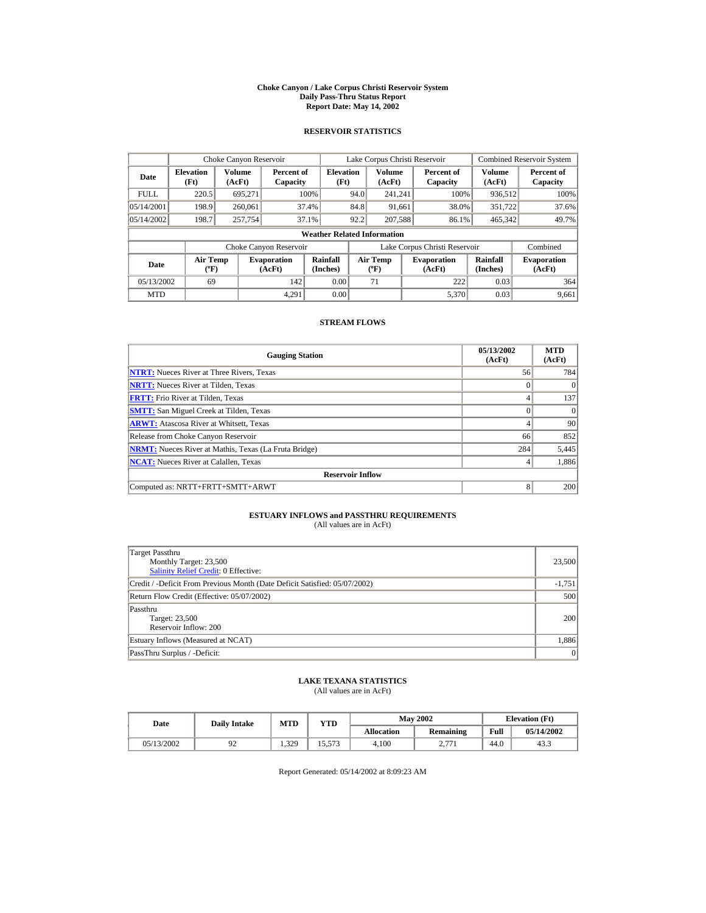# Choke Canyon / Lake Corpus Christi Reservoir System
## Daily Pass-Thru Status Report
### Report Date: May 14, 2002

## RESERVOIR STATISTICS

| Date | Choke Canyon Reservoir | | | Lake Corpus Christi Reservoir | | | Combined Reservoir System | |
|---|---|---|---|---|---|---|---|---|
| | Elevation (Ft) | Volume (AcFt) | Percent of Capacity | Elevation (Ft) | Volume (AcFt) | Percent of Capacity | Volume (AcFt) | Percent of Capacity |
| FULL | 220.5 | 695,271 | 100% | 94.0 | 241,241 | 100% | 936,512 | 100% |
| 05/14/2001 | 198.9 | 260,061 | 37.4% | 84.8 | 91,661 | 38.0% | 351,722 | 37.6% |
| 05/14/2002 | 198.7 | 257,754 | 37.1% | 92.2 | 207,588 | 86.1% | 465,342 | 49.7% |

**Weather Related Information**

| Date | Choke Canyon Reservoir | | | Lake Corpus Christi Reservoir | | | Combined |
|---|---|---|---|---|---|---|---|
| | Air Temp (ºF) | Evaporation (AcFt) | Rainfall (Inches) | Air Temp (ºF) | Evaporation (AcFt) | Rainfall (Inches) | Evaporation (AcFt) |
| 05/13/2002 | 69 | 142 | 0.00 | 71 | 222 | 0.03 | 364 |
| MTD | | 4,291 | 0.00 | | 5,370 | 0.03 | 9,661 |

## STREAM FLOWS

| Gauging Station | 05/13/2002 (AcFt) | MTD (AcFt) |
|---|---|---|
| NTRT: Nueces River at Three Rivers, Texas | 56 | 784 |
| NRTT: Nueces River at Tilden, Texas | 0 | 0 |
| FRTT: Frio River at Tilden, Texas | 4 | 137 |
| SMTT: San Miguel Creek at Tilden, Texas | 0 | 0 |
| ARWT: Atascosa River at Whitsett, Texas | 4 | 90 |
| Release from Choke Canyon Reservoir | 66 | 852 |
| NRMT: Nueces River at Mathis, Texas (La Fruta Bridge) | 284 | 5,445 |
| NCAT: Nueces River at Calallen, Texas | 4 | 1,886 |
| **Reservoir Inflow** | | |
| Computed as: NRTT+FRTT+SMTT+ARWT | 8 | 200 |

## ESTUARY INFLOWS and PASSTHRU REQUIREMENTS
(All values are in AcFt)

| | |
|---|---|
| Target Passthru<br>Monthly Target: 23,500<br>Salinity Relief Credit: 0 Effective: | 23,500 |
| Credit / -Deficit From Previous Month (Date Deficit Satisfied: 05/07/2002) | -1,751 |
| Return Flow Credit (Effective: 05/07/2002) | 500 |
| Passthru<br>Target: 23,500<br>Reservoir Inflow: 200 | 200 |
| Estuary Inflows (Measured at NCAT) | 1,886 |
| PassThru Surplus / -Deficit: | 0 |

## LAKE TEXANA STATISTICS
(All values are in AcFt)

| Date | Daily Intake | MTD | YTD | May 2002 | | Elevation (Ft) | |
|---|---|---|---|---|---|---|---|
| | | | | Allocation | Remaining | Full | 05/14/2002 |
| 05/13/2002 | 92 | 1,329 | 15,573 | 4,100 | 2,771 | 44.0 | 43.3 |

Report Generated: 05/14/2002 at 8:09:23 AM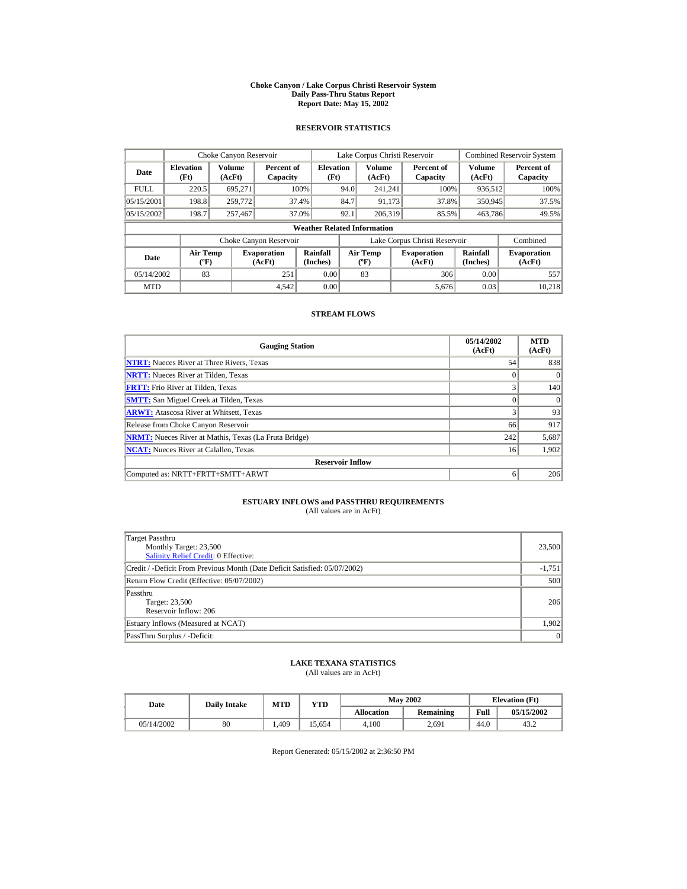# Choke Canyon / Lake Corpus Christi Reservoir System
## Daily Pass-Thru Status Report
### Report Date: May 15, 2002

## RESERVOIR STATISTICS

| Date | Choke Canyon Reservoir | | | Lake Corpus Christi Reservoir | | | Combined Reservoir System | |
|---|---|---|---|---|---|---|---|---|
| | Elevation (Ft) | Volume (AcFt) | Percent of Capacity | Elevation (Ft) | Volume (AcFt) | Percent of Capacity | Volume (AcFt) | Percent of Capacity |
| FULL | 220.5 | 695,271 | 100% | 94.0 | 241,241 | 100% | 936,512 | 100% |
| 05/15/2001 | 198.8 | 259,772 | 37.4% | 84.7 | 91,173 | 37.8% | 350,945 | 37.5% |
| 05/15/2002 | 198.7 | 257,467 | 37.0% | 92.1 | 206,319 | 85.5% | 463,786 | 49.5% |

**Weather Related Information**

| Date | Choke Canyon Reservoir | | | Lake Corpus Christi Reservoir | | | Combined |
|---|---|---|---|---|---|---|---|
| | Air Temp (ºF) | Evaporation (AcFt) | Rainfall (Inches) | Air Temp (ºF) | Evaporation (AcFt) | Rainfall (Inches) | Evaporation (AcFt) |
| 05/14/2002 | 83 | 251 | 0.00 | 83 | 306 | 0.00 | 557 |
| MTD | | 4,542 | 0.00 | | 5,676 | 0.03 | 10,218 |

## STREAM FLOWS

| Gauging Station | 05/14/2002 (AcFt) | MTD (AcFt) |
|---|---|---|
| NTRT: Nueces River at Three Rivers, Texas | 54 | 838 |
| NRTT: Nueces River at Tilden, Texas | 0 | 0 |
| FRTT: Frio River at Tilden, Texas | 3 | 140 |
| SMTT: San Miguel Creek at Tilden, Texas | 0 | 0 |
| ARWT: Atascosa River at Whitsett, Texas | 3 | 93 |
| Release from Choke Canyon Reservoir | 66 | 917 |
| NRMT: Nueces River at Mathis, Texas (La Fruta Bridge) | 242 | 5,687 |
| NCAT: Nueces River at Calallen, Texas | 16 | 1,902 |
| **Reservoir Inflow** | | |
| Computed as: NRTT+FRTT+SMTT+ARWT | 6 | 206 |

## ESTUARY INFLOWS and PASSTHRU REQUIREMENTS
(All values are in AcFt)

| | |
|---|---|
| Target Passthru<br>Monthly Target: 23,500<br>Salinity Relief Credit: 0 Effective: | 23,500 |
| Credit / -Deficit From Previous Month (Date Deficit Satisfied: 05/07/2002) | -1,751 |
| Return Flow Credit (Effective: 05/07/2002) | 500 |
| Passthru<br>Target: 23,500<br>Reservoir Inflow: 206 | 206 |
| Estuary Inflows (Measured at NCAT) | 1,902 |
| PassThru Surplus / -Deficit: | 0 |

## LAKE TEXANA STATISTICS
(All values are in AcFt)

| Date | Daily Intake | MTD | YTD | May 2002 | | Elevation (Ft) | |
|---|---|---|---|---|---|---|---|
| | | | | Allocation | Remaining | Full | 05/15/2002 |
| 05/14/2002 | 80 | 1,409 | 15,654 | 4,100 | 2,691 | 44.0 | 43.2 |

Report Generated: 05/15/2002 at 2:36:50 PM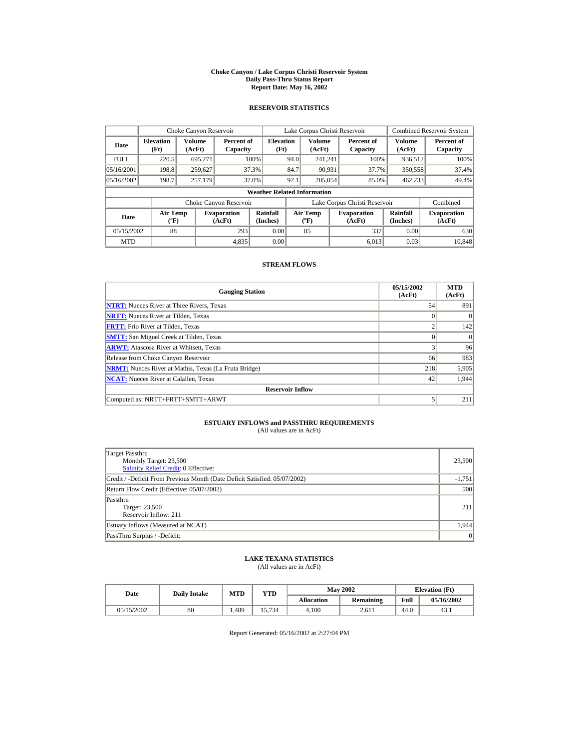# Choke Canyon / Lake Corpus Christi Reservoir System
## Daily Pass-Thru Status Report
### Report Date: May 16, 2002

## RESERVOIR STATISTICS

| | Choke Canyon Reservoir | | | Lake Corpus Christi Reservoir | | | Combined Reservoir System | |
|---|---|---|---|---|---|---|---|---|
| Date | Elevation (Ft) | Volume (AcFt) | Percent of Capacity | Elevation (Ft) | Volume (AcFt) | Percent of Capacity | Volume (AcFt) | Percent of Capacity |
| FULL | 220.5 | 695,271 | 100% | 94.0 | 241,241 | 100% | 936,512 | 100% |
| 05/16/2001 | 198.8 | 259,627 | 37.3% | 84.7 | 90,931 | 37.7% | 350,558 | 37.4% |
| 05/16/2002 | 198.7 | 257,179 | 37.0% | 92.1 | 205,054 | 85.0% | 462,233 | 49.4% |

**Weather Related Information**

| | Choke Canyon Reservoir | | | Lake Corpus Christi Reservoir | | | Combined |
|---|---|---|---|---|---|---|---|
| Date | Air Temp (ºF) | Evaporation (AcFt) | Rainfall (Inches) | Air Temp (ºF) | Evaporation (AcFt) | Rainfall (Inches) | Evaporation (AcFt) |
| 05/15/2002 | 88 | 293 | 0.00 | 85 | 337 | 0.00 | 630 |
| MTD | | 4,835 | 0.00 | | 6,013 | 0.03 | 10,848 |

## STREAM FLOWS

| Gauging Station | 05/15/2002 (AcFt) | MTD (AcFt) |
|---|---|---|
| NTRT: Nueces River at Three Rivers, Texas | 54 | 891 |
| NRTT: Nueces River at Tilden, Texas | 0 | 0 |
| FRTT: Frio River at Tilden, Texas | 2 | 142 |
| SMTT: San Miguel Creek at Tilden, Texas | 0 | 0 |
| ARWT: Atascosa River at Whitsett, Texas | 3 | 96 |
| Release from Choke Canyon Reservoir | 66 | 983 |
| NRMT: Nueces River at Mathis, Texas (La Fruta Bridge) | 218 | 5,905 |
| NCAT: Nueces River at Calallen, Texas | 42 | 1,944 |
| **Reservoir Inflow** | | |
| Computed as: NRTT+FRTT+SMTT+ARWT | 5 | 211 |

## ESTUARY INFLOWS and PASSTHRU REQUIREMENTS
(All values are in AcFt)

| | |
|---|---|
| Target Passthru<br>Monthly Target: 23,500<br>Salinity Relief Credit: 0 Effective: | 23,500 |
| Credit / -Deficit From Previous Month (Date Deficit Satisfied: 05/07/2002) | -1,751 |
| Return Flow Credit (Effective: 05/07/2002) | 500 |
| Passthru<br>Target: 23,500<br>Reservoir Inflow: 211 | 211 |
| Estuary Inflows (Measured at NCAT) | 1,944 |
| PassThru Surplus / -Deficit: | 0 |

## LAKE TEXANA STATISTICS
(All values are in AcFt)

| Date | Daily Intake | MTD | YTD | May 2002 | | Elevation (Ft) | |
|---|---|---|---|---|---|---|---|
| | | | | Allocation | Remaining | Full | 05/16/2002 |
| 05/15/2002 | 80 | 1,489 | 15,734 | 4,100 | 2,611 | 44.0 | 43.1 |

Report Generated: 05/16/2002 at 2:27:04 PM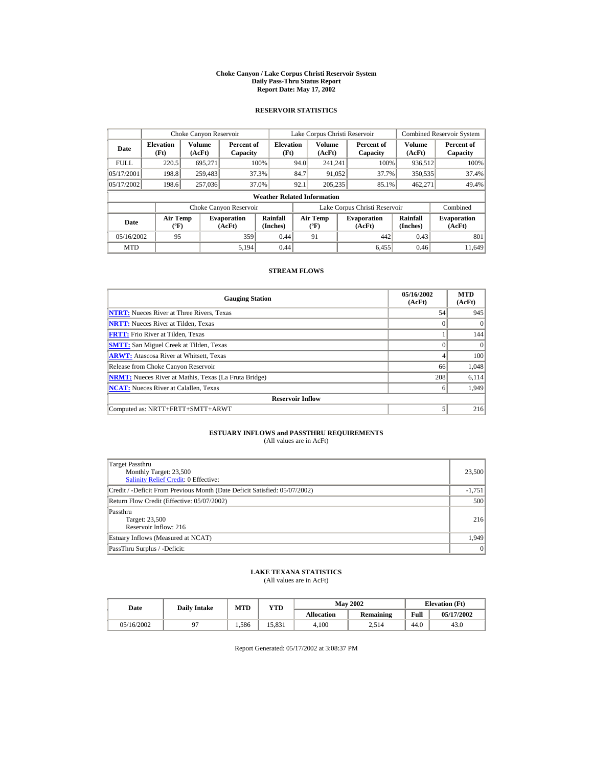# Choke Canyon / Lake Corpus Christi Reservoir System
## Daily Pass-Thru Status Report
### Report Date: May 17, 2002

## RESERVOIR STATISTICS

| | Choke Canyon Reservoir | | | Lake Corpus Christi Reservoir | | | Combined Reservoir System | |
|---|---|---|---|---|---|---|---|---|
| **Date** | **Elevation (Ft)** | **Volume (AcFt)** | **Percent of Capacity** | **Elevation (Ft)** | **Volume (AcFt)** | **Percent of Capacity** | **Volume (AcFt)** | **Percent of Capacity** |
| FULL | 220.5 | 695,271 | 100% | 94.0 | 241,241 | 100% | 936,512 | 100% |
| 05/17/2001 | 198.8 | 259,483 | 37.3% | 84.7 | 91,052 | 37.7% | 350,535 | 37.4% |
| 05/17/2002 | 198.6 | 257,036 | 37.0% | 92.1 | 205,235 | 85.1% | 462,271 | 49.4% |

**Weather Related Information**

| | Choke Canyon Reservoir | | | Lake Corpus Christi Reservoir | | | Combined |
|---|---|---|---|---|---|---|---|
| **Date** | **Air Temp (ºF)** | **Evaporation (AcFt)** | **Rainfall (Inches)** | **Air Temp (ºF)** | **Evaporation (AcFt)** | **Rainfall (Inches)** | **Evaporation (AcFt)** |
| 05/16/2002 | 95 | 359 | 0.44 | 91 | 442 | 0.43 | 801 |
| MTD | | 5,194 | 0.44 | | 6,455 | 0.46 | 11,649 |

## STREAM FLOWS

| Gauging Station | 05/16/2002 (AcFt) | MTD (AcFt) |
|---|---|---|
| NTRT: Nueces River at Three Rivers, Texas | 54 | 945 |
| NRTT: Nueces River at Tilden, Texas | 0 | 0 |
| FRTT: Frio River at Tilden, Texas | 1 | 144 |
| SMTT: San Miguel Creek at Tilden, Texas | 0 | 0 |
| ARWT: Atascosa River at Whitsett, Texas | 4 | 100 |
| Release from Choke Canyon Reservoir | 66 | 1,048 |
| NRMT: Nueces River at Mathis, Texas (La Fruta Bridge) | 208 | 6,114 |
| NCAT: Nueces River at Calallen, Texas | 6 | 1,949 |
| **Reservoir Inflow** | | |
| Computed as: NRTT+FRTT+SMTT+ARWT | 5 | 216 |

## ESTUARY INFLOWS and PASSTHRU REQUIREMENTS
(All values are in AcFt)

| | |
|---|---|
| Target Passthru<br>Monthly Target: 23,500<br>Salinity Relief Credit: 0 Effective: | 23,500 |
| Credit / -Deficit From Previous Month (Date Deficit Satisfied: 05/07/2002) | -1,751 |
| Return Flow Credit (Effective: 05/07/2002) | 500 |
| Passthru<br>Target: 23,500<br>Reservoir Inflow: 216 | 216 |
| Estuary Inflows (Measured at NCAT) | 1,949 |
| PassThru Surplus / -Deficit: | 0 |

## LAKE TEXANA STATISTICS
(All values are in AcFt)

| Date | Daily Intake | MTD | YTD | May 2002 | | Elevation (Ft) | |
|---|---|---|---|---|---|---|---|
| | | | | **Allocation** | **Remaining** | **Full** | **05/17/2002** |
| 05/16/2002 | 97 | 1,586 | 15,831 | 4,100 | 2,514 | 44.0 | 43.0 |

Report Generated: 05/17/2002 at 3:08:37 PM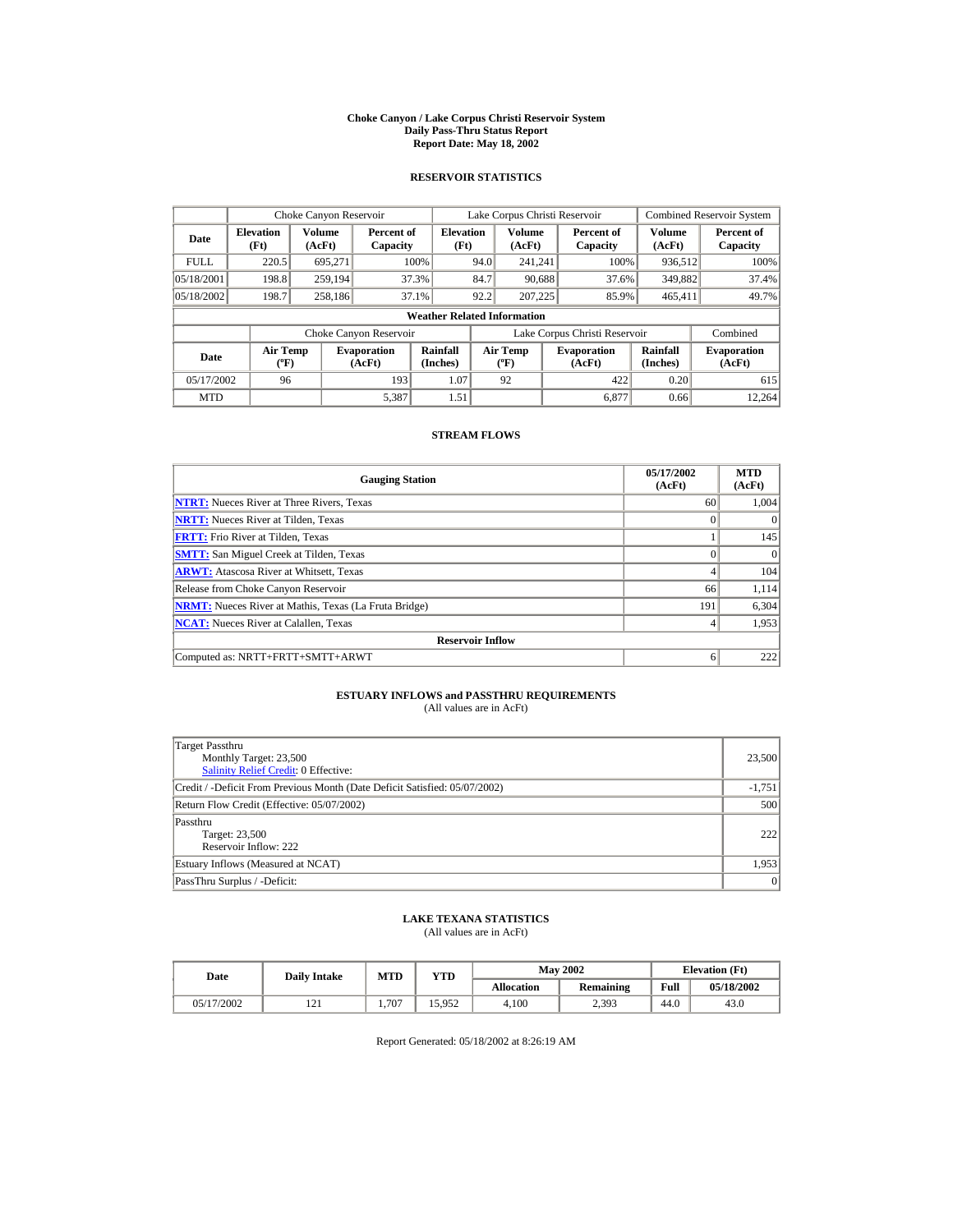# Choke Canyon / Lake Corpus Christi Reservoir System
## Daily Pass-Thru Status Report
### Report Date: May 18, 2002

## RESERVOIR STATISTICS

| Date | Choke Canyon Reservoir | | | Lake Corpus Christi Reservoir | | | Combined Reservoir System | |
|---|---|---|---|---|---|---|---|---|
| | Elevation (Ft) | Volume (AcFt) | Percent of Capacity | Elevation (Ft) | Volume (AcFt) | Percent of Capacity | Volume (AcFt) | Percent of Capacity |
| FULL | 220.5 | 695,271 | 100% | 94.0 | 241,241 | 100% | 936,512 | 100% |
| 05/18/2001 | 198.8 | 259,194 | 37.3% | 84.7 | 90,688 | 37.6% | 349,882 | 37.4% |
| 05/18/2002 | 198.7 | 258,186 | 37.1% | 92.2 | 207,225 | 85.9% | 465,411 | 49.7% |

**Weather Related Information**

| Date | Choke Canyon Reservoir | | | Lake Corpus Christi Reservoir | | | Combined |
|---|---|---|---|---|---|---|---|
| | Air Temp (ºF) | Evaporation (AcFt) | Rainfall (Inches) | Air Temp (ºF) | Evaporation (AcFt) | Rainfall (Inches) | Evaporation (AcFt) |
| 05/17/2002 | 96 | 193 | 1.07 | 92 | 422 | 0.20 | 615 |
| MTD | | 5,387 | 1.51 | | 6,877 | 0.66 | 12,264 |

## STREAM FLOWS

| Gauging Station | 05/17/2002 (AcFt) | MTD (AcFt) |
|---|---|---|
| NTRT: Nueces River at Three Rivers, Texas | 60 | 1,004 |
| NRTT: Nueces River at Tilden, Texas | 0 | 0 |
| FRTT: Frio River at Tilden, Texas | 1 | 145 |
| SMTT: San Miguel Creek at Tilden, Texas | 0 | 0 |
| ARWT: Atascosa River at Whitsett, Texas | 4 | 104 |
| Release from Choke Canyon Reservoir | 66 | 1,114 |
| NRMT: Nueces River at Mathis, Texas (La Fruta Bridge) | 191 | 6,304 |
| NCAT: Nueces River at Calallen, Texas | 4 | 1,953 |
| **Reservoir Inflow** | | |
| Computed as: NRTT+FRTT+SMTT+ARWT | 6 | 222 |

## ESTUARY INFLOWS and PASSTHRU REQUIREMENTS
(All values are in AcFt)

| | |
|---|---|
| Target Passthru<br>Monthly Target: 23,500<br>Salinity Relief Credit: 0 Effective: | 23,500 |
| Credit / -Deficit From Previous Month (Date Deficit Satisfied: 05/07/2002) | -1,751 |
| Return Flow Credit (Effective: 05/07/2002) | 500 |
| Passthru<br>Target: 23,500<br>Reservoir Inflow: 222 | 222 |
| Estuary Inflows (Measured at NCAT) | 1,953 |
| PassThru Surplus / -Deficit: | 0 |

## LAKE TEXANA STATISTICS
(All values are in AcFt)

| Date | Daily Intake | MTD | YTD | May 2002 | | Elevation (Ft) | |
|---|---|---|---|---|---|---|---|
| | | | | Allocation | Remaining | Full | 05/18/2002 |
| 05/17/2002 | 121 | 1,707 | 15,952 | 4,100 | 2,393 | 44.0 | 43.0 |

Report Generated: 05/18/2002 at 8:26:19 AM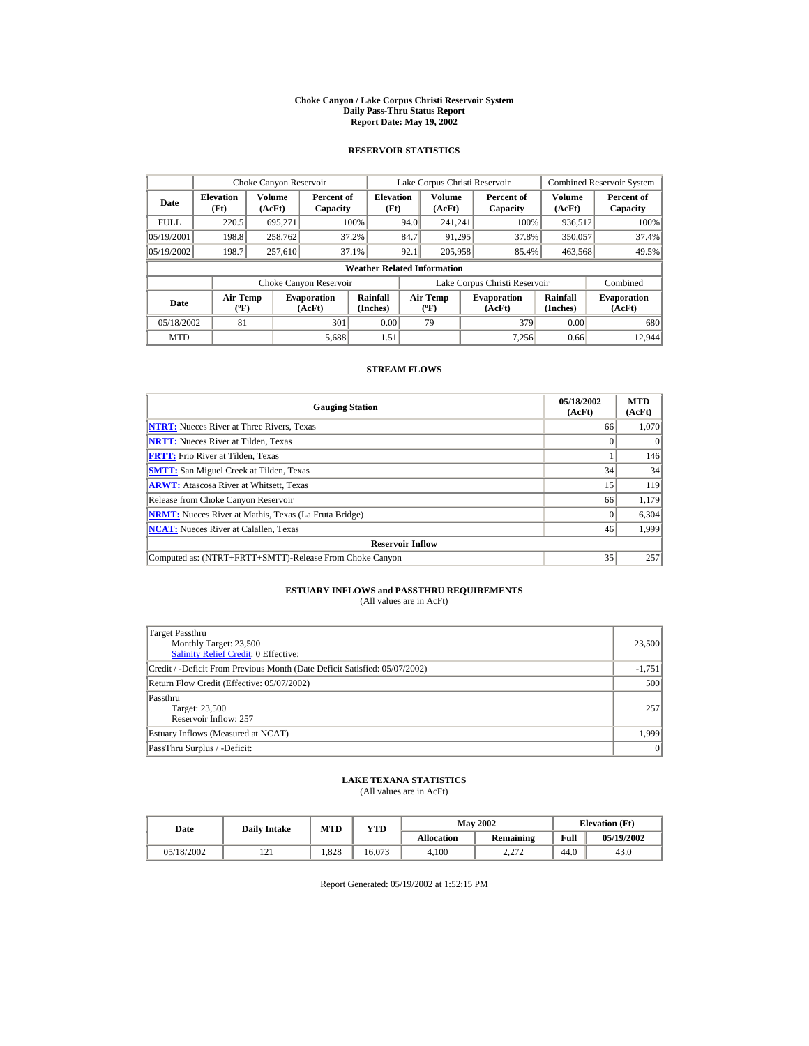# Choke Canyon / Lake Corpus Christi Reservoir System
## Daily Pass-Thru Status Report
### Report Date: May 19, 2002

## RESERVOIR STATISTICS

| | Choke Canyon Reservoir | | | Lake Corpus Christi Reservoir | | | Combined Reservoir System | |
|---|---|---|---|---|---|---|---|---|
| **Date** | **Elevation (Ft)** | **Volume (AcFt)** | **Percent of Capacity** | **Elevation (Ft)** | **Volume (AcFt)** | **Percent of Capacity** | **Volume (AcFt)** | **Percent of Capacity** |
| FULL | 220.5 | 695,271 | 100% | 94.0 | 241,241 | 100% | 936,512 | 100% |
| 05/19/2001 | 198.8 | 258,762 | 37.2% | 84.7 | 91,295 | 37.8% | 350,057 | 37.4% |
| 05/19/2002 | 198.7 | 257,610 | 37.1% | 92.1 | 205,958 | 85.4% | 463,568 | 49.5% |

**Weather Related Information**

| | Choke Canyon Reservoir | | | Lake Corpus Christi Reservoir | | | Combined |
|---|---|---|---|---|---|---|---|
| **Date** | **Air Temp (ºF)** | **Evaporation (AcFt)** | **Rainfall (Inches)** | **Air Temp (ºF)** | **Evaporation (AcFt)** | **Rainfall (Inches)** | **Evaporation (AcFt)** |
| 05/18/2002 | 81 | 301 | 0.00 | 79 | 379 | 0.00 | 680 |
| MTD | | 5,688 | 1.51 | | 7,256 | 0.66 | 12,944 |

## STREAM FLOWS

| Gauging Station | 05/18/2002 (AcFt) | MTD (AcFt) |
|---|---|---|
| NTRT: Nueces River at Three Rivers, Texas | 66 | 1,070 |
| NRTT: Nueces River at Tilden, Texas | 0 | 0 |
| FRTT: Frio River at Tilden, Texas | 1 | 146 |
| SMTT: San Miguel Creek at Tilden, Texas | 34 | 34 |
| ARWT: Atascosa River at Whitsett, Texas | 15 | 119 |
| Release from Choke Canyon Reservoir | 66 | 1,179 |
| NRMT: Nueces River at Mathis, Texas (La Fruta Bridge) | 0 | 6,304 |
| NCAT: Nueces River at Calallen, Texas | 46 | 1,999 |
| **Reservoir Inflow** | | |
| Computed as: (NTRT+FRTT+SMTT)-Release From Choke Canyon | 35 | 257 |

## ESTUARY INFLOWS and PASSTHRU REQUIREMENTS

(All values are in AcFt)

| | |
|---|---|
| Target Passthru<br>Monthly Target: 23,500<br>Salinity Relief Credit: 0 Effective: | 23,500 |
| Credit / -Deficit From Previous Month (Date Deficit Satisfied: 05/07/2002) | -1,751 |
| Return Flow Credit (Effective: 05/07/2002) | 500 |
| Passthru<br>Target: 23,500<br>Reservoir Inflow: 257 | 257 |
| Estuary Inflows (Measured at NCAT) | 1,999 |
| PassThru Surplus / -Deficit: | 0 |

## LAKE TEXANA STATISTICS

(All values are in AcFt)

| Date | Daily Intake | MTD | YTD | May 2002 | | Elevation (Ft) | |
|---|---|---|---|---|---|---|---|
| | | | | **Allocation** | **Remaining** | **Full** | **05/19/2002** |
| 05/18/2002 | 121 | 1,828 | 16,073 | 4,100 | 2,272 | 44.0 | 43.0 |

Report Generated: 05/19/2002 at 1:52:15 PM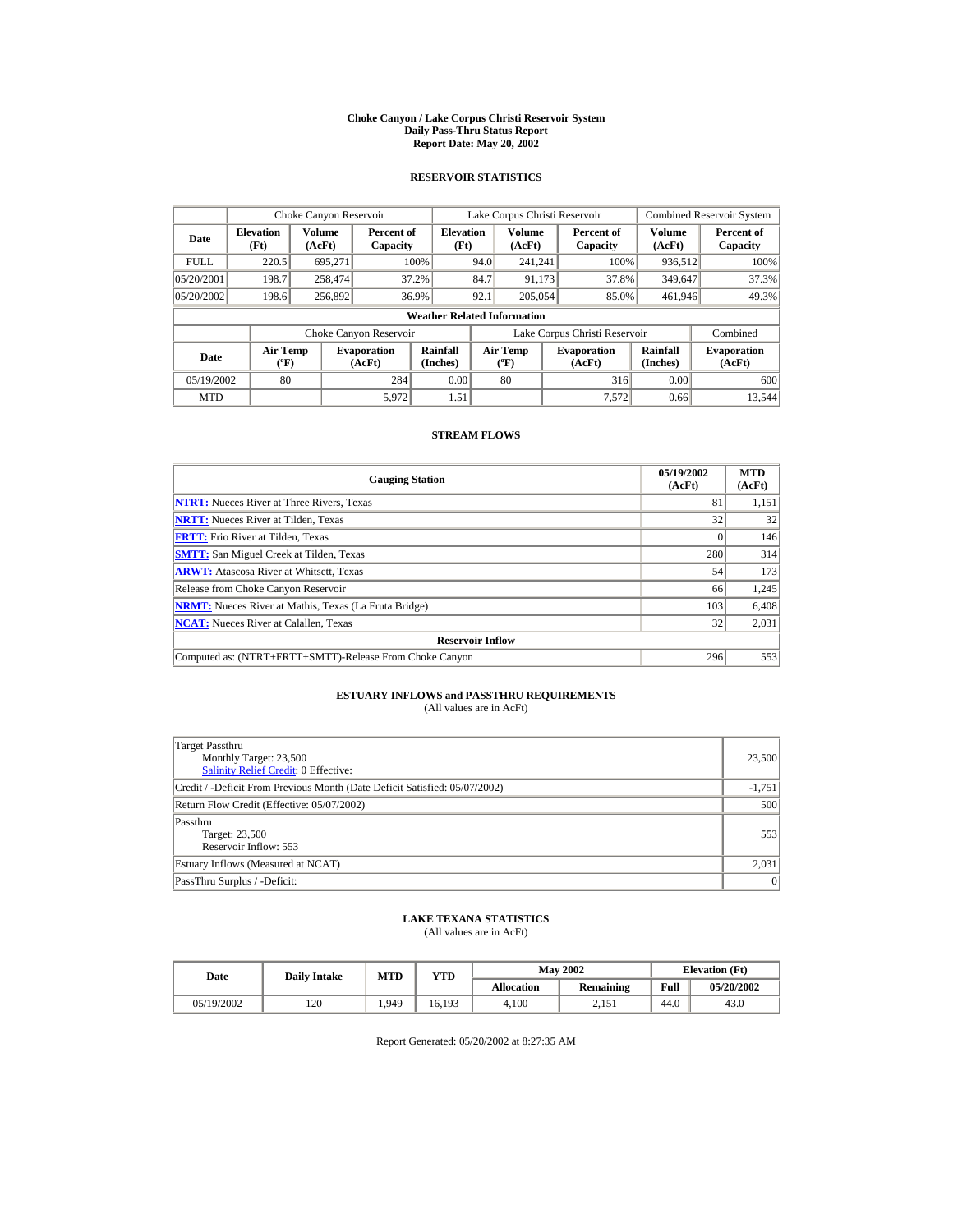# Choke Canyon / Lake Corpus Christi Reservoir System
## Daily Pass-Thru Status Report
### Report Date: May 20, 2002

## RESERVOIR STATISTICS

| | Choke Canyon Reservoir | | | Lake Corpus Christi Reservoir | | | Combined Reservoir System | |
|---|---|---|---|---|---|---|---|---|
| **Date** | **Elevation (Ft)** | **Volume (AcFt)** | **Percent of Capacity** | **Elevation (Ft)** | **Volume (AcFt)** | **Percent of Capacity** | **Volume (AcFt)** | **Percent of Capacity** |
| FULL | 220.5 | 695,271 | 100% | 94.0 | 241,241 | 100% | 936,512 | 100% |
| 05/20/2001 | 198.7 | 258,474 | 37.2% | 84.7 | 91,173 | 37.8% | 349,647 | 37.3% |
| 05/20/2002 | 198.6 | 256,892 | 36.9% | 92.1 | 205,054 | 85.0% | 461,946 | 49.3% |

**Weather Related Information**

| | Choke Canyon Reservoir | | | Lake Corpus Christi Reservoir | | | Combined |
|---|---|---|---|---|---|---|---|
| **Date** | **Air Temp (ºF)** | **Evaporation (AcFt)** | **Rainfall (Inches)** | **Air Temp (ºF)** | **Evaporation (AcFt)** | **Rainfall (Inches)** | **Evaporation (AcFt)** |
| 05/19/2002 | 80 | 284 | 0.00 | 80 | 316 | 0.00 | 600 |
| MTD | | 5,972 | 1.51 | | 7,572 | 0.66 | 13,544 |

## STREAM FLOWS

| Gauging Station | 05/19/2002 (AcFt) | MTD (AcFt) |
|---|---|---|
| **NTRT:** Nueces River at Three Rivers, Texas | 81 | 1,151 |
| **NRTT:** Nueces River at Tilden, Texas | 32 | 32 |
| **FRTT:** Frio River at Tilden, Texas | 0 | 146 |
| **SMTT:** San Miguel Creek at Tilden, Texas | 280 | 314 |
| **ARWT:** Atascosa River at Whitsett, Texas | 54 | 173 |
| Release from Choke Canyon Reservoir | 66 | 1,245 |
| **NRMT:** Nueces River at Mathis, Texas (La Fruta Bridge) | 103 | 6,408 |
| **NCAT:** Nueces River at Calallen, Texas | 32 | 2,031 |
| **Reservoir Inflow** | | |
| Computed as: (NTRT+FRTT+SMTT)-Release From Choke Canyon | 296 | 553 |

## ESTUARY INFLOWS and PASSTHRU REQUIREMENTS
(All values are in AcFt)

| | |
|---|---|
| Target Passthru<br>Monthly Target: 23,500<br>Salinity Relief Credit: 0 Effective: | 23,500 |
| Credit / -Deficit From Previous Month (Date Deficit Satisfied: 05/07/2002) | -1,751 |
| Return Flow Credit (Effective: 05/07/2002) | 500 |
| Passthru<br>Target: 23,500<br>Reservoir Inflow: 553 | 553 |
| Estuary Inflows (Measured at NCAT) | 2,031 |
| PassThru Surplus / -Deficit: | 0 |

## LAKE TEXANA STATISTICS
(All values are in AcFt)

| Date | Daily Intake | MTD | YTD | May 2002 | | Elevation (Ft) | |
|---|---|---|---|---|---|---|---|
| | | | | **Allocation** | **Remaining** | **Full** | **05/20/2002** |
| 05/19/2002 | 120 | 1,949 | 16,193 | 4,100 | 2,151 | 44.0 | 43.0 |

Report Generated: 05/20/2002 at 8:27:35 AM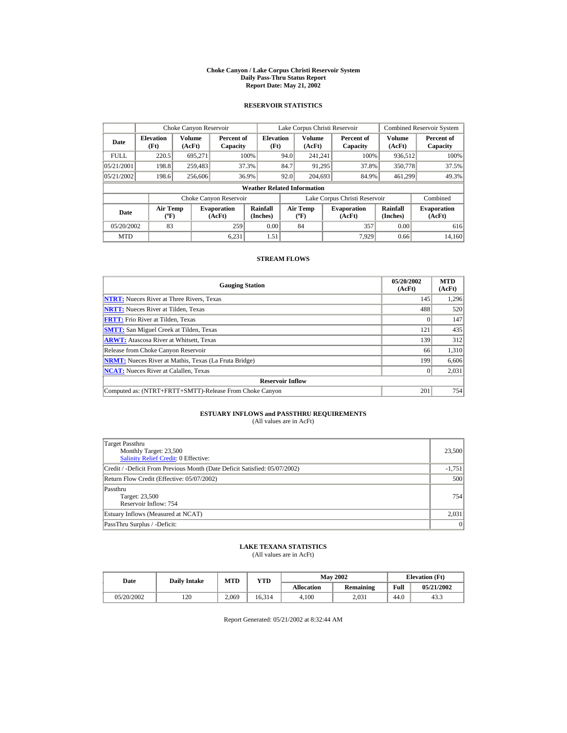# Choke Canyon / Lake Corpus Christi Reservoir System
## Daily Pass-Thru Status Report
### Report Date: May 21, 2002

## RESERVOIR STATISTICS

| Date | Choke Canyon Reservoir | | | Lake Corpus Christi Reservoir | | | Combined Reservoir System | |
|---|---|---|---|---|---|---|---|---|
| | Elevation (Ft) | Volume (AcFt) | Percent of Capacity | Elevation (Ft) | Volume (AcFt) | Percent of Capacity | Volume (AcFt) | Percent of Capacity |
| FULL | 220.5 | 695,271 | 100% | 94.0 | 241,241 | 100% | 936,512 | 100% |
| 05/21/2001 | 198.8 | 259,483 | 37.3% | 84.7 | 91,295 | 37.8% | 350,778 | 37.5% |
| 05/21/2002 | 198.6 | 256,606 | 36.9% | 92.0 | 204,693 | 84.9% | 461,299 | 49.3% |

**Weather Related Information**

| Date | Choke Canyon Reservoir | | | Lake Corpus Christi Reservoir | | | Combined |
|---|---|---|---|---|---|---|---|
| | Air Temp (ºF) | Evaporation (AcFt) | Rainfall (Inches) | Air Temp (ºF) | Evaporation (AcFt) | Rainfall (Inches) | Evaporation (AcFt) |
| 05/20/2002 | 83 | 259 | 0.00 | 84 | 357 | 0.00 | 616 |
| MTD | | 6,231 | 1.51 | | 7,929 | 0.66 | 14,160 |

## STREAM FLOWS

| Gauging Station | 05/20/2002 (AcFt) | MTD (AcFt) |
|---|---|---|
| NTRT: Nueces River at Three Rivers, Texas | 145 | 1,296 |
| NRTT: Nueces River at Tilden, Texas | 488 | 520 |
| FRTT: Frio River at Tilden, Texas | 0 | 147 |
| SMTT: San Miguel Creek at Tilden, Texas | 121 | 435 |
| ARWT: Atascosa River at Whitsett, Texas | 139 | 312 |
| Release from Choke Canyon Reservoir | 66 | 1,310 |
| NRMT: Nueces River at Mathis, Texas (La Fruta Bridge) | 199 | 6,606 |
| NCAT: Nueces River at Calallen, Texas | 0 | 2,031 |
| **Reservoir Inflow** | | |
| Computed as: (NTRT+FRTT+SMTT)-Release From Choke Canyon | 201 | 754 |

## ESTUARY INFLOWS and PASSTHRU REQUIREMENTS

(All values are in AcFt)

| | |
|---|---|
| Target Passthru<br>Monthly Target: 23,500<br>Salinity Relief Credit: 0 Effective: | 23,500 |
| Credit / -Deficit From Previous Month (Date Deficit Satisfied: 05/07/2002) | -1,751 |
| Return Flow Credit (Effective: 05/07/2002) | 500 |
| Passthru<br>Target: 23,500<br>Reservoir Inflow: 754 | 754 |
| Estuary Inflows (Measured at NCAT) | 2,031 |
| PassThru Surplus / -Deficit: | 0 |

## LAKE TEXANA STATISTICS

(All values are in AcFt)

| Date | Daily Intake | MTD | YTD | May 2002 | | Elevation (Ft) | |
|---|---|---|---|---|---|---|---|
| | | | | Allocation | Remaining | Full | 05/21/2002 |
| 05/20/2002 | 120 | 2,069 | 16,314 | 4,100 | 2,031 | 44.0 | 43.3 |

Report Generated: 05/21/2002 at 8:32:44 AM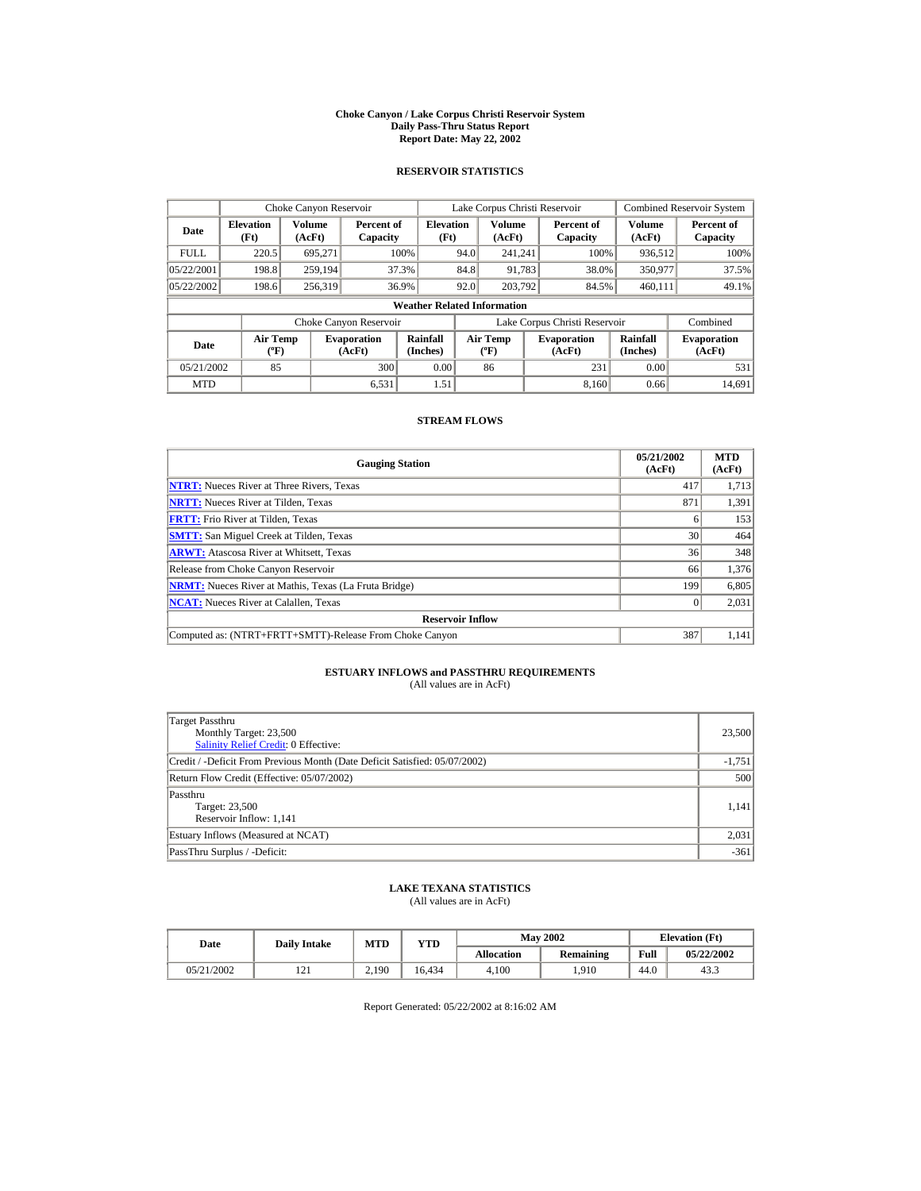# Choke Canyon / Lake Corpus Christi Reservoir System
## Daily Pass-Thru Status Report
### Report Date: May 22, 2002

## RESERVOIR STATISTICS

| Date | Choke Canyon Reservoir | | | Lake Corpus Christi Reservoir | | | Combined Reservoir System | |
|---|---|---|---|---|---|---|---|---|
| | Elevation (Ft) | Volume (AcFt) | Percent of Capacity | Elevation (Ft) | Volume (AcFt) | Percent of Capacity | Volume (AcFt) | Percent of Capacity |
| FULL | 220.5 | 695,271 | 100% | 94.0 | 241,241 | 100% | 936,512 | 100% |
| 05/22/2001 | 198.8 | 259,194 | 37.3% | 84.8 | 91,783 | 38.0% | 350,977 | 37.5% |
| 05/22/2002 | 198.6 | 256,319 | 36.9% | 92.0 | 203,792 | 84.5% | 460,111 | 49.1% |

**Weather Related Information**

| Date | Choke Canyon Reservoir | | | Lake Corpus Christi Reservoir | | | Combined |
|---|---|---|---|---|---|---|---|
| | Air Temp (ºF) | Evaporation (AcFt) | Rainfall (Inches) | Air Temp (ºF) | Evaporation (AcFt) | Rainfall (Inches) | Evaporation (AcFt) |
| 05/21/2002 | 85 | 300 | 0.00 | 86 | 231 | 0.00 | 531 |
| MTD | | 6,531 | 1.51 | | 8,160 | 0.66 | 14,691 |

## STREAM FLOWS

| Gauging Station | 05/21/2002 (AcFt) | MTD (AcFt) |
|---|---|---|
| NTRT: Nueces River at Three Rivers, Texas | 417 | 1,713 |
| NRTT: Nueces River at Tilden, Texas | 871 | 1,391 |
| FRTT: Frio River at Tilden, Texas | 6 | 153 |
| SMTT: San Miguel Creek at Tilden, Texas | 30 | 464 |
| ARWT: Atascosa River at Whitsett, Texas | 36 | 348 |
| Release from Choke Canyon Reservoir | 66 | 1,376 |
| NRMT: Nueces River at Mathis, Texas (La Fruta Bridge) | 199 | 6,805 |
| NCAT: Nueces River at Calallen, Texas | 0 | 2,031 |
| **Reservoir Inflow** | | |
| Computed as: (NTRT+FRTT+SMTT)-Release From Choke Canyon | 387 | 1,141 |

## ESTUARY INFLOWS and PASSTHRU REQUIREMENTS
(All values are in AcFt)

| Item | Value |
|---|---|
| Target Passthru<br>Monthly Target: 23,500<br>Salinity Relief Credit: 0 Effective: | 23,500 |
| Credit / -Deficit From Previous Month (Date Deficit Satisfied: 05/07/2002) | -1,751 |
| Return Flow Credit (Effective: 05/07/2002) | 500 |
| Passthru<br>Target: 23,500<br>Reservoir Inflow: 1,141 | 1,141 |
| Estuary Inflows (Measured at NCAT) | 2,031 |
| PassThru Surplus / -Deficit: | -361 |

## LAKE TEXANA STATISTICS
(All values are in AcFt)

| Date | Daily Intake | MTD | YTD | May 2002 | | Elevation (Ft) | |
|---|---|---|---|---|---|---|---|
| | | | | Allocation | Remaining | Full | 05/22/2002 |
| 05/21/2002 | 121 | 2,190 | 16,434 | 4,100 | 1,910 | 44.0 | 43.3 |

Report Generated: 05/22/2002 at 8:16:02 AM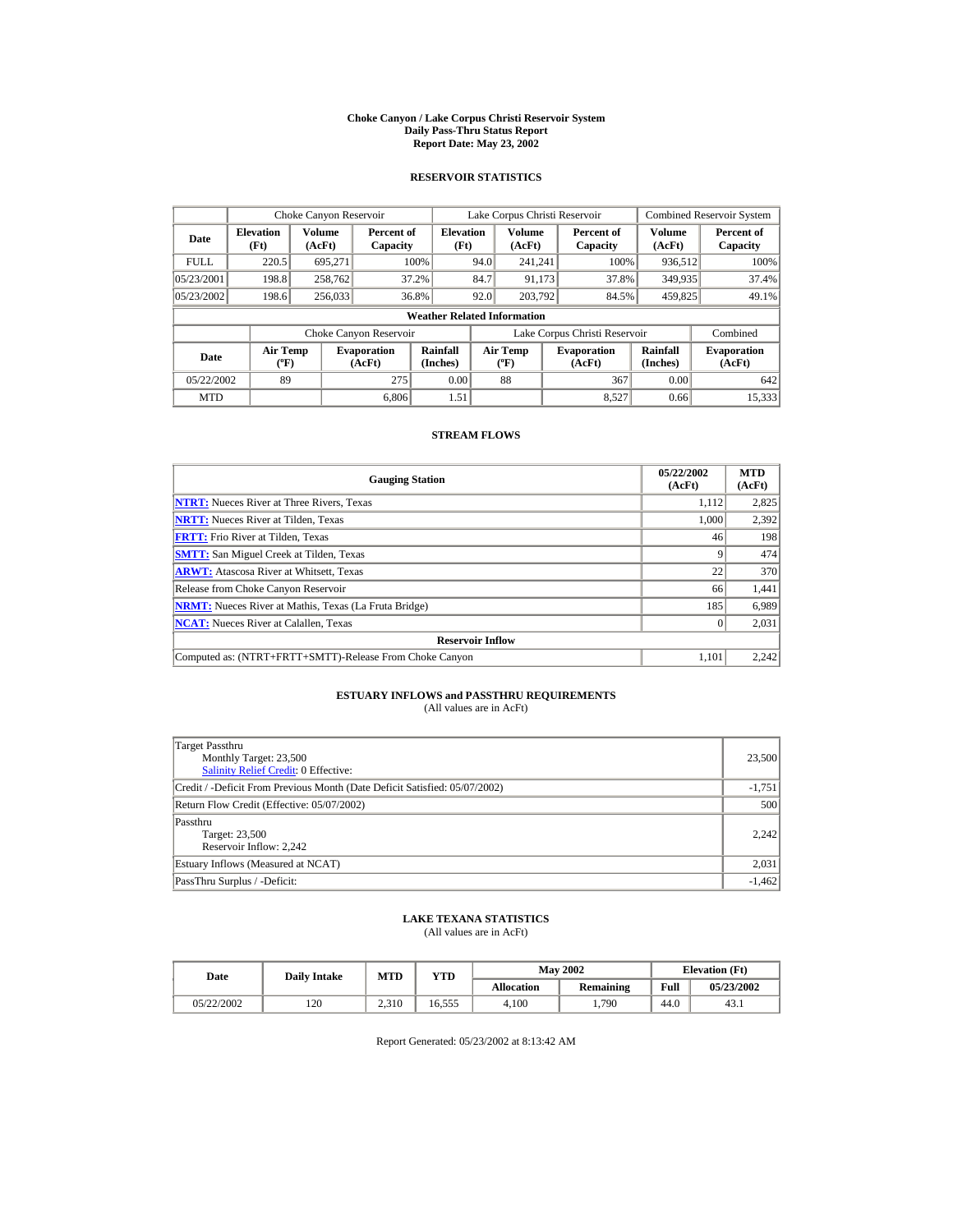# Choke Canyon / Lake Corpus Christi Reservoir System
## Daily Pass-Thru Status Report
### Report Date: May 23, 2002

## RESERVOIR STATISTICS

| Date | Choke Canyon Reservoir | | | Lake Corpus Christi Reservoir | | | Combined Reservoir System | |
|---|---|---|---|---|---|---|---|---|
| | Elevation (Ft) | Volume (AcFt) | Percent of Capacity | Elevation (Ft) | Volume (AcFt) | Percent of Capacity | Volume (AcFt) | Percent of Capacity |
| FULL | 220.5 | 695,271 | 100% | 94.0 | 241,241 | 100% | 936,512 | 100% |
| 05/23/2001 | 198.8 | 258,762 | 37.2% | 84.7 | 91,173 | 37.8% | 349,935 | 37.4% |
| 05/23/2002 | 198.6 | 256,033 | 36.8% | 92.0 | 203,792 | 84.5% | 459,825 | 49.1% |

**Weather Related Information**

| Date | Choke Canyon Reservoir | | | Lake Corpus Christi Reservoir | | | Combined |
|---|---|---|---|---|---|---|---|
| | Air Temp (ºF) | Evaporation (AcFt) | Rainfall (Inches) | Air Temp (ºF) | Evaporation (AcFt) | Rainfall (Inches) | Evaporation (AcFt) |
| 05/22/2002 | 89 | 275 | 0.00 | 88 | 367 | 0.00 | 642 |
| MTD | | 6,806 | 1.51 | | 8,527 | 0.66 | 15,333 |

## STREAM FLOWS

| Gauging Station | 05/22/2002 (AcFt) | MTD (AcFt) |
|---|---|---|
| **NTRT:** Nueces River at Three Rivers, Texas | 1,112 | 2,825 |
| **NRTT:** Nueces River at Tilden, Texas | 1,000 | 2,392 |
| **FRTT:** Frio River at Tilden, Texas | 46 | 198 |
| **SMTT:** San Miguel Creek at Tilden, Texas | 9 | 474 |
| **ARWT:** Atascosa River at Whitsett, Texas | 22 | 370 |
| Release from Choke Canyon Reservoir | 66 | 1,441 |
| **NRMT:** Nueces River at Mathis, Texas (La Fruta Bridge) | 185 | 6,989 |
| **NCAT:** Nueces River at Calallen, Texas | 0 | 2,031 |
| **Reservoir Inflow** | | |
| Computed as: (NTRT+FRTT+SMTT)-Release From Choke Canyon | 1,101 | 2,242 |

## ESTUARY INFLOWS and PASSTHRU REQUIREMENTS
(All values are in AcFt)

| | |
|---|---|
| Target Passthru<br>Monthly Target: 23,500<br>Salinity Relief Credit: 0 Effective: | 23,500 |
| Credit / -Deficit From Previous Month (Date Deficit Satisfied: 05/07/2002) | -1,751 |
| Return Flow Credit (Effective: 05/07/2002) | 500 |
| Passthru<br>Target: 23,500<br>Reservoir Inflow: 2,242 | 2,242 |
| Estuary Inflows (Measured at NCAT) | 2,031 |
| PassThru Surplus / -Deficit: | -1,462 |

## LAKE TEXANA STATISTICS
(All values are in AcFt)

| Date | Daily Intake | MTD | YTD | May 2002 | | Elevation (Ft) | |
|---|---|---|---|---|---|---|---|
| | | | | Allocation | Remaining | Full | 05/23/2002 |
| 05/22/2002 | 120 | 2,310 | 16,555 | 4,100 | 1,790 | 44.0 | 43.1 |

Report Generated: 05/23/2002 at 8:13:42 AM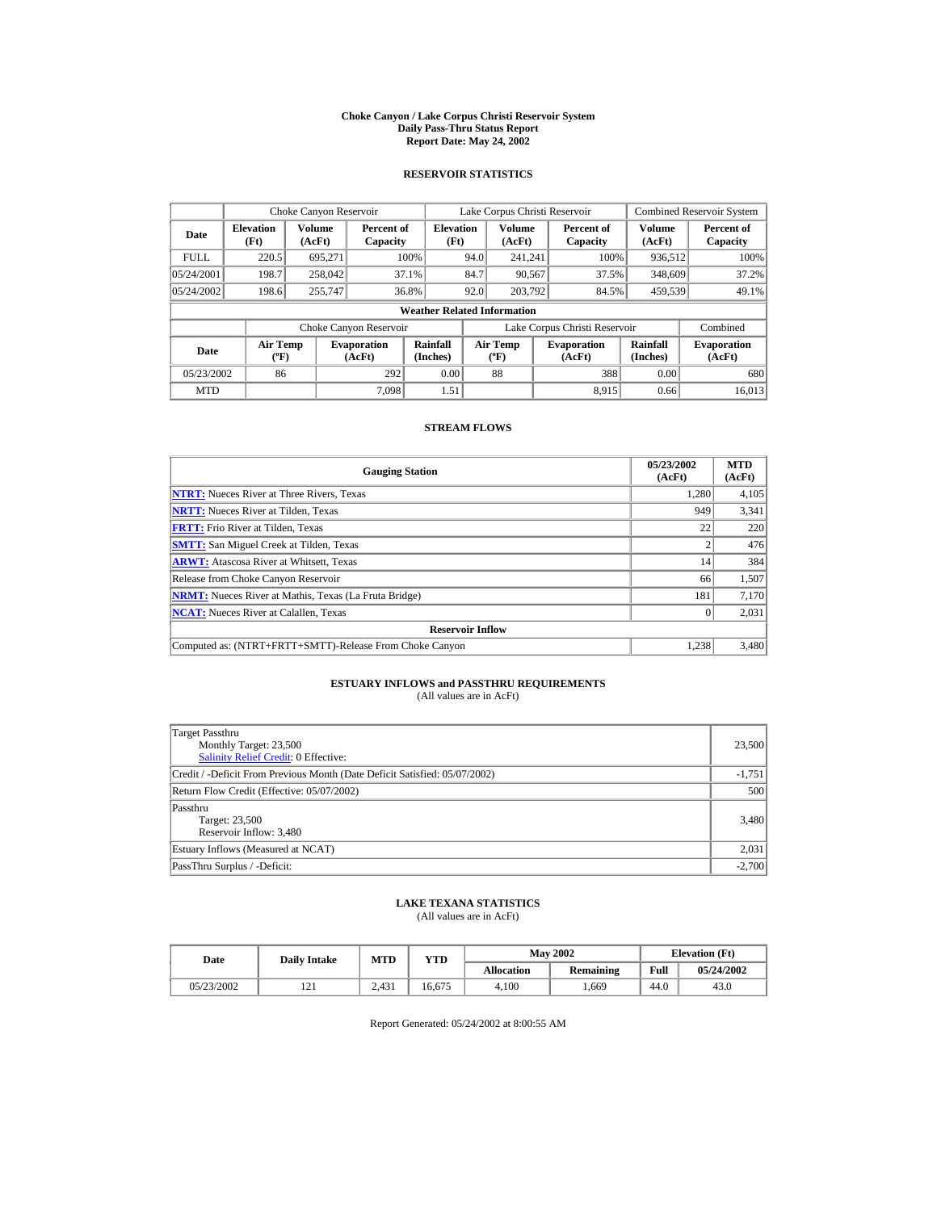# Choke Canyon / Lake Corpus Christi Reservoir System
## Daily Pass-Thru Status Report
## Report Date: May 24, 2002

### RESERVOIR STATISTICS

| | Choke Canyon Reservoir | | | Lake Corpus Christi Reservoir | | | Combined Reservoir System | |
|---|---|---|---|---|---|---|---|---|
| **Date** | **Elevation (Ft)** | **Volume (AcFt)** | **Percent of Capacity** | **Elevation (Ft)** | **Volume (AcFt)** | **Percent of Capacity** | **Volume (AcFt)** | **Percent of Capacity** |
| FULL | 220.5 | 695,271 | 100% | 94.0 | 241,241 | 100% | 936,512 | 100% |
| 05/24/2001 | 198.7 | 258,042 | 37.1% | 84.7 | 90,567 | 37.5% | 348,609 | 37.2% |
| 05/24/2002 | 198.6 | 255,747 | 36.8% | 92.0 | 203,792 | 84.5% | 459,539 | 49.1% |

**Weather Related Information**

| | Choke Canyon Reservoir | | | Lake Corpus Christi Reservoir | | | Combined |
|---|---|---|---|---|---|---|---|
| **Date** | **Air Temp (ºF)** | **Evaporation (AcFt)** | **Rainfall (Inches)** | **Air Temp (ºF)** | **Evaporation (AcFt)** | **Rainfall (Inches)** | **Evaporation (AcFt)** |
| 05/23/2002 | 86 | 292 | 0.00 | 88 | 388 | 0.00 | 680 |
| MTD | | 7,098 | 1.51 | | 8,915 | 0.66 | 16,013 |

### STREAM FLOWS

| Gauging Station | 05/23/2002 (AcFt) | MTD (AcFt) |
|---|---|---|
| NTRT: Nueces River at Three Rivers, Texas | 1,280 | 4,105 |
| NRTT: Nueces River at Tilden, Texas | 949 | 3,341 |
| FRTT: Frio River at Tilden, Texas | 22 | 220 |
| SMTT: San Miguel Creek at Tilden, Texas | 2 | 476 |
| ARWT: Atascosa River at Whitsett, Texas | 14 | 384 |
| Release from Choke Canyon Reservoir | 66 | 1,507 |
| NRMT: Nueces River at Mathis, Texas (La Fruta Bridge) | 181 | 7,170 |
| NCAT: Nueces River at Calallen, Texas | 0 | 2,031 |
| **Reservoir Inflow** | | |
| Computed as: (NTRT+FRTT+SMTT)-Release From Choke Canyon | 1,238 | 3,480 |

### ESTUARY INFLOWS and PASSTHRU REQUIREMENTS
(All values are in AcFt)

| | |
|---|---|
| Target Passthru<br>Monthly Target: 23,500<br>Salinity Relief Credit: 0 Effective: | 23,500 |
| Credit / -Deficit From Previous Month (Date Deficit Satisfied: 05/07/2002) | -1,751 |
| Return Flow Credit (Effective: 05/07/2002) | 500 |
| Passthru<br>Target: 23,500<br>Reservoir Inflow: 3,480 | 3,480 |
| Estuary Inflows (Measured at NCAT) | 2,031 |
| PassThru Surplus / -Deficit: | -2,700 |

### LAKE TEXANA STATISTICS
(All values are in AcFt)

| Date | Daily Intake | MTD | YTD | May 2002 | | Elevation (Ft) | |
|---|---|---|---|---|---|---|---|
| | | | | **Allocation** | **Remaining** | **Full** | **05/24/2002** |
| 05/23/2002 | 121 | 2,431 | 16,675 | 4,100 | 1,669 | 44.0 | 43.0 |

Report Generated: 05/24/2002 at 8:00:55 AM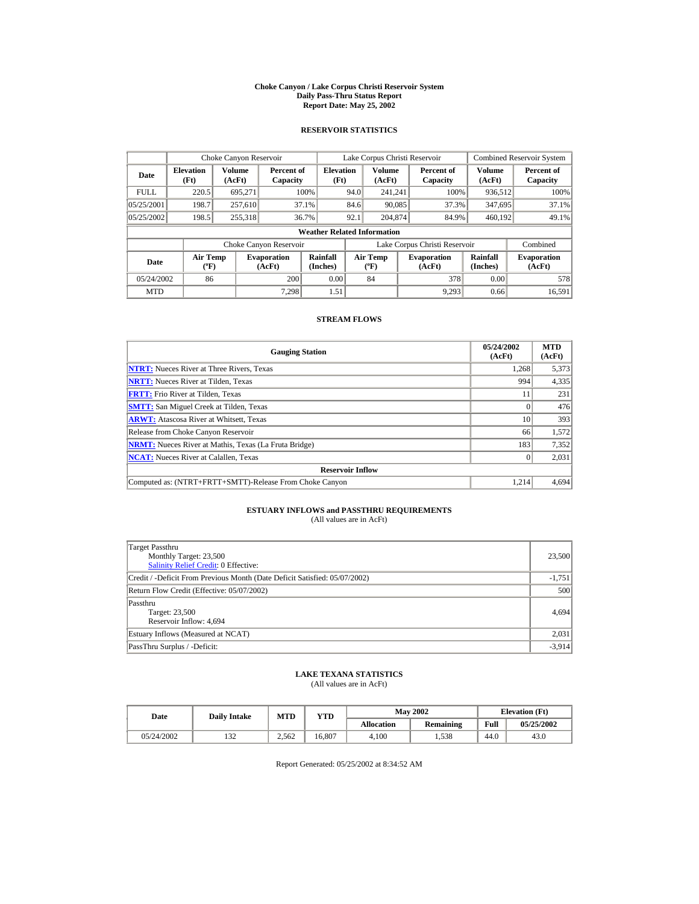# Choke Canyon / Lake Corpus Christi Reservoir System
## Daily Pass-Thru Status Report
### Report Date: May 25, 2002

## RESERVOIR STATISTICS

| | Choke Canyon Reservoir | | | Lake Corpus Christi Reservoir | | | Combined Reservoir System | |
|---|---|---|---|---|---|---|---|---|
| **Date** | **Elevation (Ft)** | **Volume (AcFt)** | **Percent of Capacity** | **Elevation (Ft)** | **Volume (AcFt)** | **Percent of Capacity** | **Volume (AcFt)** | **Percent of Capacity** |
| FULL | 220.5 | 695,271 | 100% | 94.0 | 241,241 | 100% | 936,512 | 100% |
| 05/25/2001 | 198.7 | 257,610 | 37.1% | 84.6 | 90,085 | 37.3% | 347,695 | 37.1% |
| 05/25/2002 | 198.5 | 255,318 | 36.7% | 92.1 | 204,874 | 84.9% | 460,192 | 49.1% |

**Weather Related Information**

| | Choke Canyon Reservoir | | | Lake Corpus Christi Reservoir | | | Combined |
|---|---|---|---|---|---|---|---|
| **Date** | **Air Temp (°F)** | **Evaporation (AcFt)** | **Rainfall (Inches)** | **Air Temp (°F)** | **Evaporation (AcFt)** | **Rainfall (Inches)** | **Evaporation (AcFt)** |
| 05/24/2002 | 86 | 200 | 0.00 | 84 | 378 | 0.00 | 578 |
| MTD | | 7,298 | 1.51 | | 9,293 | 0.66 | 16,591 |

## STREAM FLOWS

| Gauging Station | 05/24/2002 (AcFt) | MTD (AcFt) |
|---|---|---|
| NTRT: Nueces River at Three Rivers, Texas | 1,268 | 5,373 |
| NRTT: Nueces River at Tilden, Texas | 994 | 4,335 |
| FRTT: Frio River at Tilden, Texas | 11 | 231 |
| SMTT: San Miguel Creek at Tilden, Texas | 0 | 476 |
| ARWT: Atascosa River at Whitsett, Texas | 10 | 393 |
| Release from Choke Canyon Reservoir | 66 | 1,572 |
| NRMT: Nueces River at Mathis, Texas (La Fruta Bridge) | 183 | 7,352 |
| NCAT: Nueces River at Calallen, Texas | 0 | 2,031 |
| **Reservoir Inflow** | | |
| Computed as: (NTRT+FRTT+SMTT)-Release From Choke Canyon | 1,214 | 4,694 |

## ESTUARY INFLOWS and PASSTHRU REQUIREMENTS
(All values are in AcFt)

| | |
|---|---|
| Target Passthru<br>Monthly Target: 23,500<br>Salinity Relief Credit: 0 Effective: | 23,500 |
| Credit / -Deficit From Previous Month (Date Deficit Satisfied: 05/07/2002) | -1,751 |
| Return Flow Credit (Effective: 05/07/2002) | 500 |
| Passthru<br>Target: 23,500<br>Reservoir Inflow: 4,694 | 4,694 |
| Estuary Inflows (Measured at NCAT) | 2,031 |
| PassThru Surplus / -Deficit: | -3,914 |

## LAKE TEXANA STATISTICS
(All values are in AcFt)

| Date | Daily Intake | MTD | YTD | May 2002 | | Elevation (Ft) | |
|---|---|---|---|---|---|---|---|
| | | | | **Allocation** | **Remaining** | **Full** | **05/25/2002** |
| 05/24/2002 | 132 | 2,562 | 16,807 | 4,100 | 1,538 | 44.0 | 43.0 |

Report Generated: 05/25/2002 at 8:34:52 AM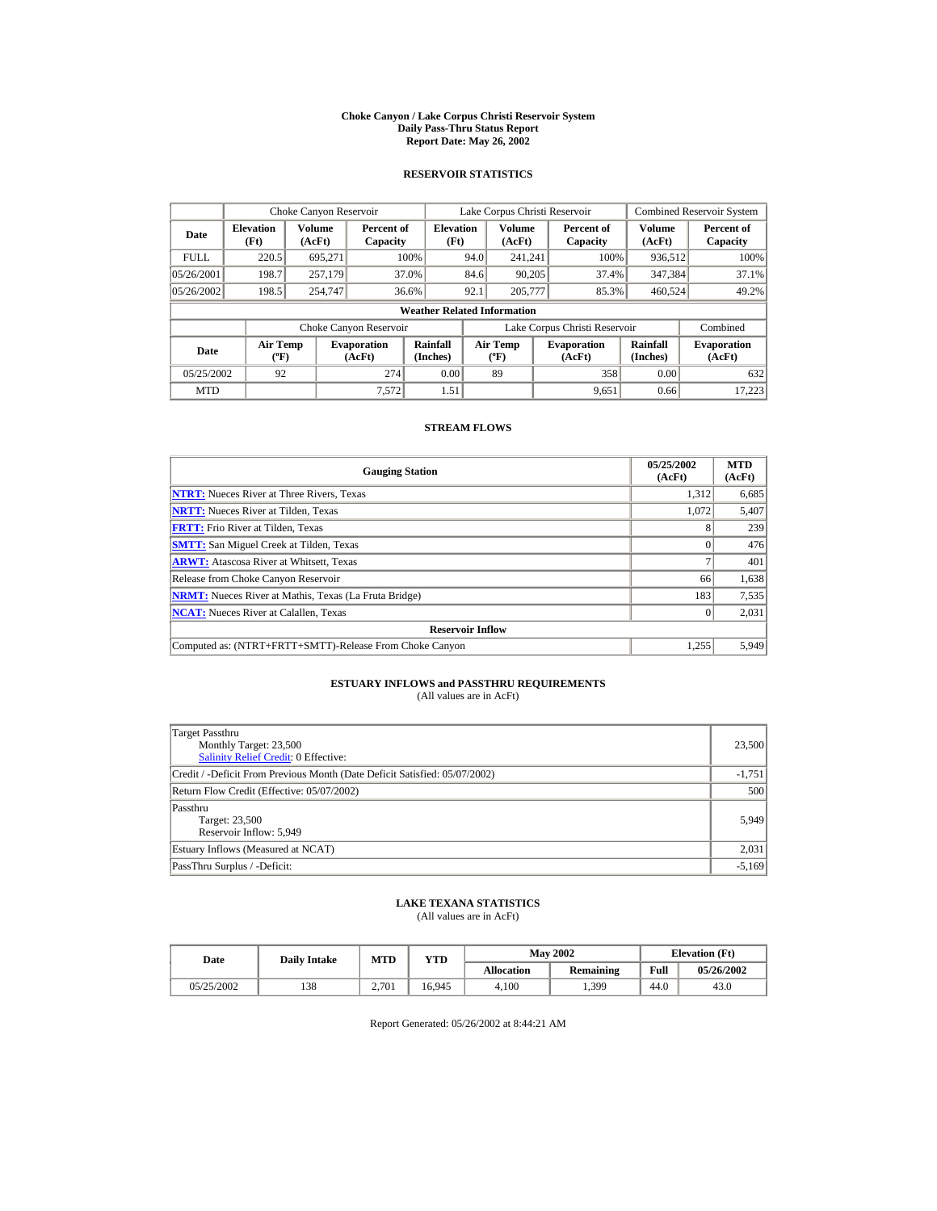# Choke Canyon / Lake Corpus Christi Reservoir System
## Daily Pass-Thru Status Report
## Report Date: May 26, 2002

### RESERVOIR STATISTICS

| Date | Choke Canyon Reservoir | | | Lake Corpus Christi Reservoir | | | Combined Reservoir System | |
|---|---|---|---|---|---|---|---|---|
| | Elevation (Ft) | Volume (AcFt) | Percent of Capacity | Elevation (Ft) | Volume (AcFt) | Percent of Capacity | Volume (AcFt) | Percent of Capacity |
| FULL | 220.5 | 695,271 | 100% | 94.0 | 241,241 | 100% | 936,512 | 100% |
| 05/26/2001 | 198.7 | 257,179 | 37.0% | 84.6 | 90,205 | 37.4% | 347,384 | 37.1% |
| 05/26/2002 | 198.5 | 254,747 | 36.6% | 92.1 | 205,777 | 85.3% | 460,524 | 49.2% |

**Weather Related Information**

| Date | Choke Canyon Reservoir | | | Lake Corpus Christi Reservoir | | | Combined |
|---|---|---|---|---|---|---|---|
| | Air Temp (ºF) | Evaporation (AcFt) | Rainfall (Inches) | Air Temp (ºF) | Evaporation (AcFt) | Rainfall (Inches) | Evaporation (AcFt) |
| 05/25/2002 | 92 | 274 | 0.00 | 89 | 358 | 0.00 | 632 |
| MTD | | 7,572 | 1.51 | | 9,651 | 0.66 | 17,223 |

### STREAM FLOWS

| Gauging Station | 05/25/2002 (AcFt) | MTD (AcFt) |
|---|---|---|
| NTRT: Nueces River at Three Rivers, Texas | 1,312 | 6,685 |
| NRTT: Nueces River at Tilden, Texas | 1,072 | 5,407 |
| FRTT: Frio River at Tilden, Texas | 8 | 239 |
| SMTT: San Miguel Creek at Tilden, Texas | 0 | 476 |
| ARWT: Atascosa River at Whitsett, Texas | 7 | 401 |
| Release from Choke Canyon Reservoir | 66 | 1,638 |
| NRMT: Nueces River at Mathis, Texas (La Fruta Bridge) | 183 | 7,535 |
| NCAT: Nueces River at Calallen, Texas | 0 | 2,031 |
| **Reservoir Inflow** | | |
| Computed as: (NTRT+FRTT+SMTT)-Release From Choke Canyon | 1,255 | 5,949 |

### ESTUARY INFLOWS and PASSTHRU REQUIREMENTS
(All values are in AcFt)

| | |
|---|---|
| Target Passthru<br>Monthly Target: 23,500<br>Salinity Relief Credit: 0 Effective: | 23,500 |
| Credit / -Deficit From Previous Month (Date Deficit Satisfied: 05/07/2002) | -1,751 |
| Return Flow Credit (Effective: 05/07/2002) | 500 |
| Passthru<br>Target: 23,500<br>Reservoir Inflow: 5,949 | 5,949 |
| Estuary Inflows (Measured at NCAT) | 2,031 |
| PassThru Surplus / -Deficit: | -5,169 |

### LAKE TEXANA STATISTICS
(All values are in AcFt)

| Date | Daily Intake | MTD | YTD | May 2002 | | Elevation (Ft) | |
|---|---|---|---|---|---|---|---|
| | | | | Allocation | Remaining | Full | 05/26/2002 |
| 05/25/2002 | 138 | 2,701 | 16,945 | 4,100 | 1,399 | 44.0 | 43.0 |

Report Generated: 05/26/2002 at 8:44:21 AM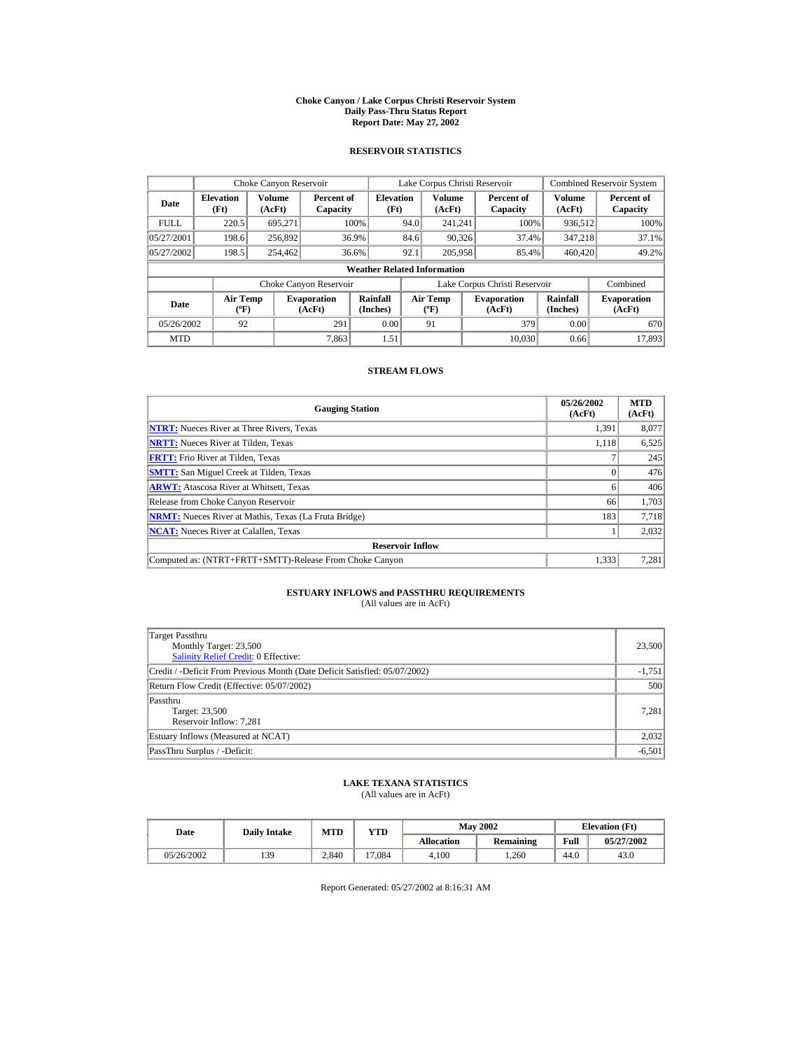# Choke Canyon / Lake Corpus Christi Reservoir System
## Daily Pass-Thru Status Report
### Report Date: May 27, 2002

## RESERVOIR STATISTICS

| Date | Choke Canyon Reservoir | | | Lake Corpus Christi Reservoir | | | Combined Reservoir System | |
|---|---|---|---|---|---|---|---|---|
| | Elevation (Ft) | Volume (AcFt) | Percent of Capacity | Elevation (Ft) | Volume (AcFt) | Percent of Capacity | Volume (AcFt) | Percent of Capacity |
| FULL | 220.5 | 695,271 | 100% | 94.0 | 241,241 | 100% | 936,512 | 100% |
| 05/27/2001 | 198.6 | 256,892 | 36.9% | 84.6 | 90,326 | 37.4% | 347,218 | 37.1% |
| 05/27/2002 | 198.5 | 254,462 | 36.6% | 92.1 | 205,958 | 85.4% | 460,420 | 49.2% |

**Weather Related Information**

| Date | Choke Canyon Reservoir | | | Lake Corpus Christi Reservoir | | | Combined |
|---|---|---|---|---|---|---|---|
| | Air Temp (ºF) | Evaporation (AcFt) | Rainfall (Inches) | Air Temp (ºF) | Evaporation (AcFt) | Rainfall (Inches) | Evaporation (AcFt) |
| 05/26/2002 | 92 | 291 | 0.00 | 91 | 379 | 0.00 | 670 |
| MTD | | 7,863 | 1.51 | | 10,030 | 0.66 | 17,893 |

## STREAM FLOWS

| Gauging Station | 05/26/2002 (AcFt) | MTD (AcFt) |
|---|---|---|
| NTRT: Nueces River at Three Rivers, Texas | 1,391 | 8,077 |
| NRTT: Nueces River at Tilden, Texas | 1,118 | 6,525 |
| FRTT: Frio River at Tilden, Texas | 7 | 245 |
| SMTT: San Miguel Creek at Tilden, Texas | 0 | 476 |
| ARWT: Atascosa River at Whitsett, Texas | 6 | 406 |
| Release from Choke Canyon Reservoir | 66 | 1,703 |
| NRMT: Nueces River at Mathis, Texas (La Fruta Bridge) | 183 | 7,718 |
| NCAT: Nueces River at Calallen, Texas | 1 | 2,032 |
| **Reservoir Inflow** | | |
| Computed as: (NTRT+FRTT+SMTT)-Release From Choke Canyon | 1,333 | 7,281 |

## ESTUARY INFLOWS and PASSTHRU REQUIREMENTS
(All values are in AcFt)

| Item | Value |
|---|---|
| Target Passthru<br>Monthly Target: 23,500<br>Salinity Relief Credit: 0 Effective: | 23,500 |
| Credit / -Deficit From Previous Month (Date Deficit Satisfied: 05/07/2002) | -1,751 |
| Return Flow Credit (Effective: 05/07/2002) | 500 |
| Passthru<br>Target: 23,500<br>Reservoir Inflow: 7,281 | 7,281 |
| Estuary Inflows (Measured at NCAT) | 2,032 |
| PassThru Surplus / -Deficit: | -6,501 |

## LAKE TEXANA STATISTICS
(All values are in AcFt)

| Date | Daily Intake | MTD | YTD | May 2002 | | Elevation (Ft) | |
|---|---|---|---|---|---|---|---|
| | | | | Allocation | Remaining | Full | 05/27/2002 |
| 05/26/2002 | 139 | 2,840 | 17,084 | 4,100 | 1,260 | 44.0 | 43.0 |

Report Generated: 05/27/2002 at 8:16:31 AM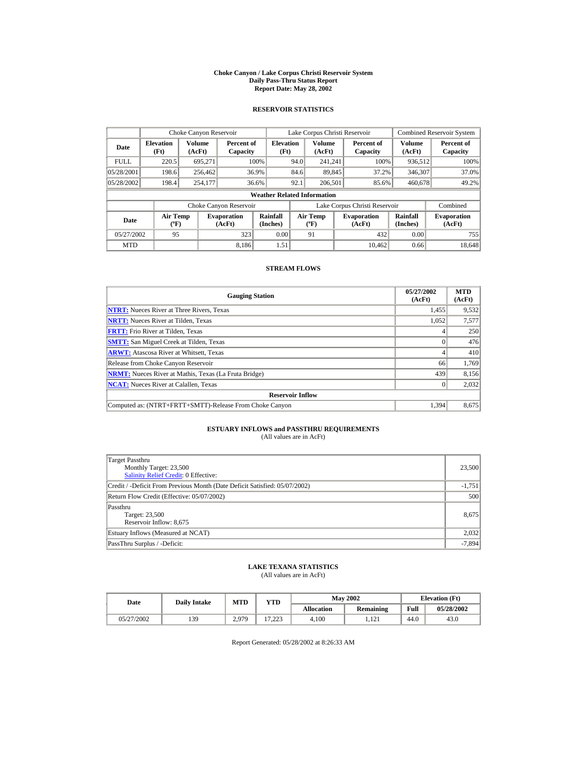# Choke Canyon / Lake Corpus Christi Reservoir System
## Daily Pass-Thru Status Report
### Report Date: May 28, 2002

## RESERVOIR STATISTICS

| | Choke Canyon Reservoir | | | Lake Corpus Christi Reservoir | | | Combined Reservoir System | |
|---|---|---|---|---|---|---|---|---|
| **Date** | **Elevation (Ft)** | **Volume (AcFt)** | **Percent of Capacity** | **Elevation (Ft)** | **Volume (AcFt)** | **Percent of Capacity** | **Volume (AcFt)** | **Percent of Capacity** |
| FULL | 220.5 | 695,271 | 100% | 94.0 | 241,241 | 100% | 936,512 | 100% |
| 05/28/2001 | 198.6 | 256,462 | 36.9% | 84.6 | 89,845 | 37.2% | 346,307 | 37.0% |
| 05/28/2002 | 198.4 | 254,177 | 36.6% | 92.1 | 206,501 | 85.6% | 460,678 | 49.2% |

**Weather Related Information**

| | Choke Canyon Reservoir | | | Lake Corpus Christi Reservoir | | | Combined |
|---|---|---|---|---|---|---|---|
| **Date** | **Air Temp (ºF)** | **Evaporation (AcFt)** | **Rainfall (Inches)** | **Air Temp (ºF)** | **Evaporation (AcFt)** | **Rainfall (Inches)** | **Evaporation (AcFt)** |
| 05/27/2002 | 95 | 323 | 0.00 | 91 | 432 | 0.00 | 755 |
| MTD | | 8,186 | 1.51 | | 10,462 | 0.66 | 18,648 |

## STREAM FLOWS

| Gauging Station | 05/27/2002 (AcFt) | MTD (AcFt) |
|---|---|---|
| **NTRT:** Nueces River at Three Rivers, Texas | 1,455 | 9,532 |
| **NRTT:** Nueces River at Tilden, Texas | 1,052 | 7,577 |
| **FRTT:** Frio River at Tilden, Texas | 4 | 250 |
| **SMTT:** San Miguel Creek at Tilden, Texas | 0 | 476 |
| **ARWT:** Atascosa River at Whitsett, Texas | 4 | 410 |
| Release from Choke Canyon Reservoir | 66 | 1,769 |
| **NRMT:** Nueces River at Mathis, Texas (La Fruta Bridge) | 439 | 8,156 |
| **NCAT:** Nueces River at Calallen, Texas | 0 | 2,032 |
| **Reservoir Inflow** | | |
| Computed as: (NTRT+FRTT+SMTT)-Release From Choke Canyon | 1,394 | 8,675 |

## ESTUARY INFLOWS and PASSTHRU REQUIREMENTS
(All values are in AcFt)

| | |
|---|---|
| Target Passthru<br>Monthly Target: 23,500<br>Salinity Relief Credit: 0 Effective: | 23,500 |
| Credit / -Deficit From Previous Month (Date Deficit Satisfied: 05/07/2002) | -1,751 |
| Return Flow Credit (Effective: 05/07/2002) | 500 |
| Passthru<br>Target: 23,500<br>Reservoir Inflow: 8,675 | 8,675 |
| Estuary Inflows (Measured at NCAT) | 2,032 |
| PassThru Surplus / -Deficit: | -7,894 |

## LAKE TEXANA STATISTICS
(All values are in AcFt)

| Date | Daily Intake | MTD | YTD | May 2002 | | Elevation (Ft) | |
|---|---|---|---|---|---|---|---|
| | | | | **Allocation** | **Remaining** | **Full** | **05/28/2002** |
| 05/27/2002 | 139 | 2,979 | 17,223 | 4,100 | 1,121 | 44.0 | 43.0 |

Report Generated: 05/28/2002 at 8:26:33 AM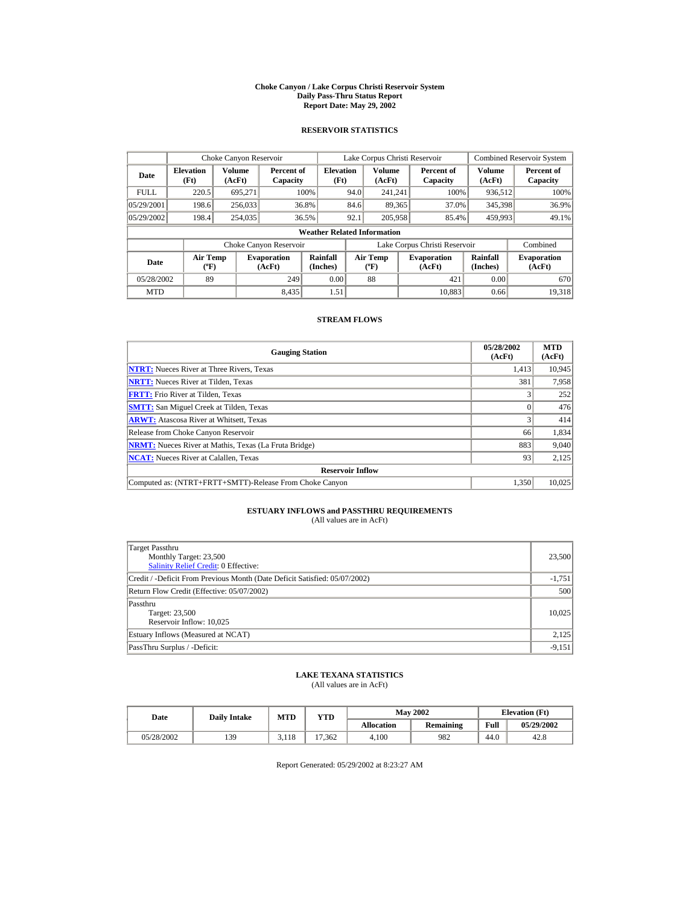# Choke Canyon / Lake Corpus Christi Reservoir System
## Daily Pass-Thru Status Report
## Report Date: May 29, 2002

### RESERVOIR STATISTICS

| Date | Choke Canyon Reservoir | | | Lake Corpus Christi Reservoir | | | Combined Reservoir System | |
|---|---|---|---|---|---|---|---|---|
| | Elevation (Ft) | Volume (AcFt) | Percent of Capacity | Elevation (Ft) | Volume (AcFt) | Percent of Capacity | Volume (AcFt) | Percent of Capacity |
| FULL | 220.5 | 695,271 | 100% | 94.0 | 241,241 | 100% | 936,512 | 100% |
| 05/29/2001 | 198.6 | 256,033 | 36.8% | 84.6 | 89,365 | 37.0% | 345,398 | 36.9% |
| 05/29/2002 | 198.4 | 254,035 | 36.5% | 92.1 | 205,958 | 85.4% | 459,993 | 49.1% |

**Weather Related Information**

| Date | Choke Canyon Reservoir | | | Lake Corpus Christi Reservoir | | | Combined |
|---|---|---|---|---|---|---|---|
| | Air Temp (ºF) | Evaporation (AcFt) | Rainfall (Inches) | Air Temp (ºF) | Evaporation (AcFt) | Rainfall (Inches) | Evaporation (AcFt) |
| 05/28/2002 | 89 | 249 | 0.00 | 88 | 421 | 0.00 | 670 |
| MTD | | 8,435 | 1.51 | | 10,883 | 0.66 | 19,318 |

### STREAM FLOWS

| Gauging Station | 05/28/2002 (AcFt) | MTD (AcFt) |
|---|---|---|
| NTRT: Nueces River at Three Rivers, Texas | 1,413 | 10,945 |
| NRTT: Nueces River at Tilden, Texas | 381 | 7,958 |
| FRTT: Frio River at Tilden, Texas | 3 | 252 |
| SMTT: San Miguel Creek at Tilden, Texas | 0 | 476 |
| ARWT: Atascosa River at Whitsett, Texas | 3 | 414 |
| Release from Choke Canyon Reservoir | 66 | 1,834 |
| NRMT: Nueces River at Mathis, Texas (La Fruta Bridge) | 883 | 9,040 |
| NCAT: Nueces River at Calallen, Texas | 93 | 2,125 |
| **Reservoir Inflow** | | |
| Computed as: (NTRT+FRTT+SMTT)-Release From Choke Canyon | 1,350 | 10,025 |

### ESTUARY INFLOWS and PASSTHRU REQUIREMENTS
(All values are in AcFt)

| | |
|---|---|
| Target Passthru<br>Monthly Target: 23,500<br>Salinity Relief Credit: 0 Effective: | 23,500 |
| Credit / -Deficit From Previous Month (Date Deficit Satisfied: 05/07/2002) | -1,751 |
| Return Flow Credit (Effective: 05/07/2002) | 500 |
| Passthru<br>Target: 23,500<br>Reservoir Inflow: 10,025 | 10,025 |
| Estuary Inflows (Measured at NCAT) | 2,125 |
| PassThru Surplus / -Deficit: | -9,151 |

### LAKE TEXANA STATISTICS
(All values are in AcFt)

| Date | Daily Intake | MTD | YTD | May 2002 | | Elevation (Ft) | |
|---|---|---|---|---|---|---|---|
| | | | | Allocation | Remaining | Full | 05/29/2002 |
| 05/28/2002 | 139 | 3,118 | 17,362 | 4,100 | 982 | 44.0 | 42.8 |

Report Generated: 05/29/2002 at 8:23:27 AM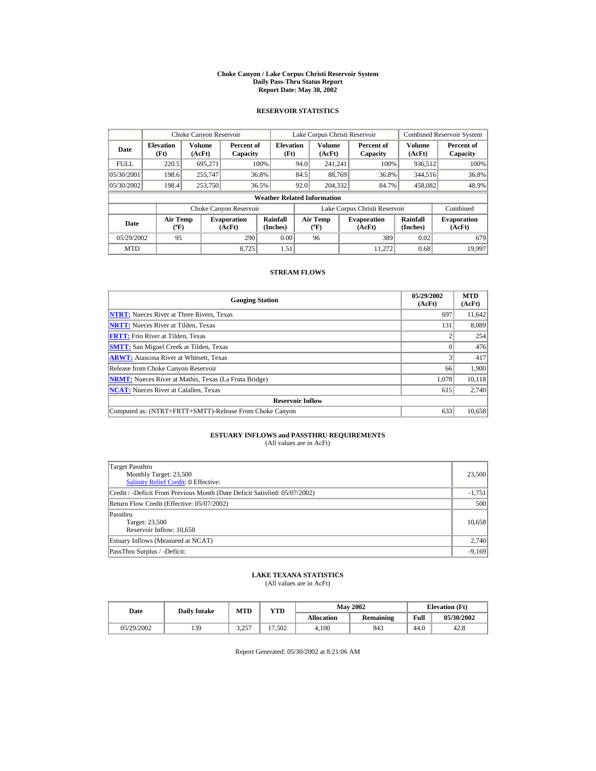# Choke Canyon / Lake Corpus Christi Reservoir System
## Daily Pass-Thru Status Report
### Report Date: May 30, 2002

## RESERVOIR STATISTICS

| Date | Choke Canyon Reservoir | | | Lake Corpus Christi Reservoir | | | Combined Reservoir System | |
|---|---|---|---|---|---|---|---|---|
| | Elevation (Ft) | Volume (AcFt) | Percent of Capacity | Elevation (Ft) | Volume (AcFt) | Percent of Capacity | Volume (AcFt) | Percent of Capacity |
| FULL | 220.5 | 695,271 | 100% | 94.0 | 241,241 | 100% | 936,512 | 100% |
| 05/30/2001 | 198.6 | 255,747 | 36.8% | 84.5 | 88,769 | 36.8% | 344,516 | 36.8% |
| 05/30/2002 | 198.4 | 253,750 | 36.5% | 92.0 | 204,332 | 84.7% | 458,082 | 48.9% |

**Weather Related Information**

| Date | Choke Canyon Reservoir | | | Lake Corpus Christi Reservoir | | | Combined |
|---|---|---|---|---|---|---|---|
| | Air Temp (ºF) | Evaporation (AcFt) | Rainfall (Inches) | Air Temp (ºF) | Evaporation (AcFt) | Rainfall (Inches) | Evaporation (AcFt) |
| 05/29/2002 | 95 | 290 | 0.00 | 96 | 389 | 0.02 | 679 |
| MTD | | 8,725 | 1.51 | | 11,272 | 0.68 | 19,997 |

## STREAM FLOWS

| Gauging Station | 05/29/2002 (AcFt) | MTD (AcFt) |
|---|---|---|
| **NTRT:** Nueces River at Three Rivers, Texas | 697 | 11,642 |
| **NRTT:** Nueces River at Tilden, Texas | 131 | 8,089 |
| **FRTT:** Frio River at Tilden, Texas | 2 | 254 |
| **SMTT:** San Miguel Creek at Tilden, Texas | 0 | 476 |
| **ARWT:** Atascosa River at Whitsett, Texas | 3 | 417 |
| Release from Choke Canyon Reservoir | 66 | 1,900 |
| **NRMT:** Nueces River at Mathis, Texas (La Fruta Bridge) | 1,078 | 10,118 |
| **NCAT:** Nueces River at Calallen, Texas | 615 | 2,740 |
| **Reservoir Inflow** | | |
| Computed as: (NTRT+FRTT+SMTT)-Release From Choke Canyon | 633 | 10,658 |

## ESTUARY INFLOWS and PASSTHRU REQUIREMENTS
(All values are in AcFt)

| | |
|---|---|
| Target Passthru<br>Monthly Target: 23,500<br>Salinity Relief Credit: 0 Effective: | 23,500 |
| Credit / -Deficit From Previous Month (Date Deficit Satisfied: 05/07/2002) | -1,751 |
| Return Flow Credit (Effective: 05/07/2002) | 500 |
| Passthru<br>Target: 23,500<br>Reservoir Inflow: 10,658 | 10,658 |
| Estuary Inflows (Measured at NCAT) | 2,740 |
| PassThru Surplus / -Deficit: | -9,169 |

## LAKE TEXANA STATISTICS
(All values are in AcFt)

| Date | Daily Intake | MTD | YTD | May 2002 | | Elevation (Ft) | |
|---|---|---|---|---|---|---|---|
| | | | | Allocation | Remaining | Full | 05/30/2002 |
| 05/29/2002 | 139 | 3,257 | 17,502 | 4,100 | 843 | 44.0 | 42.8 |

Report Generated: 05/30/2002 at 8:21:06 AM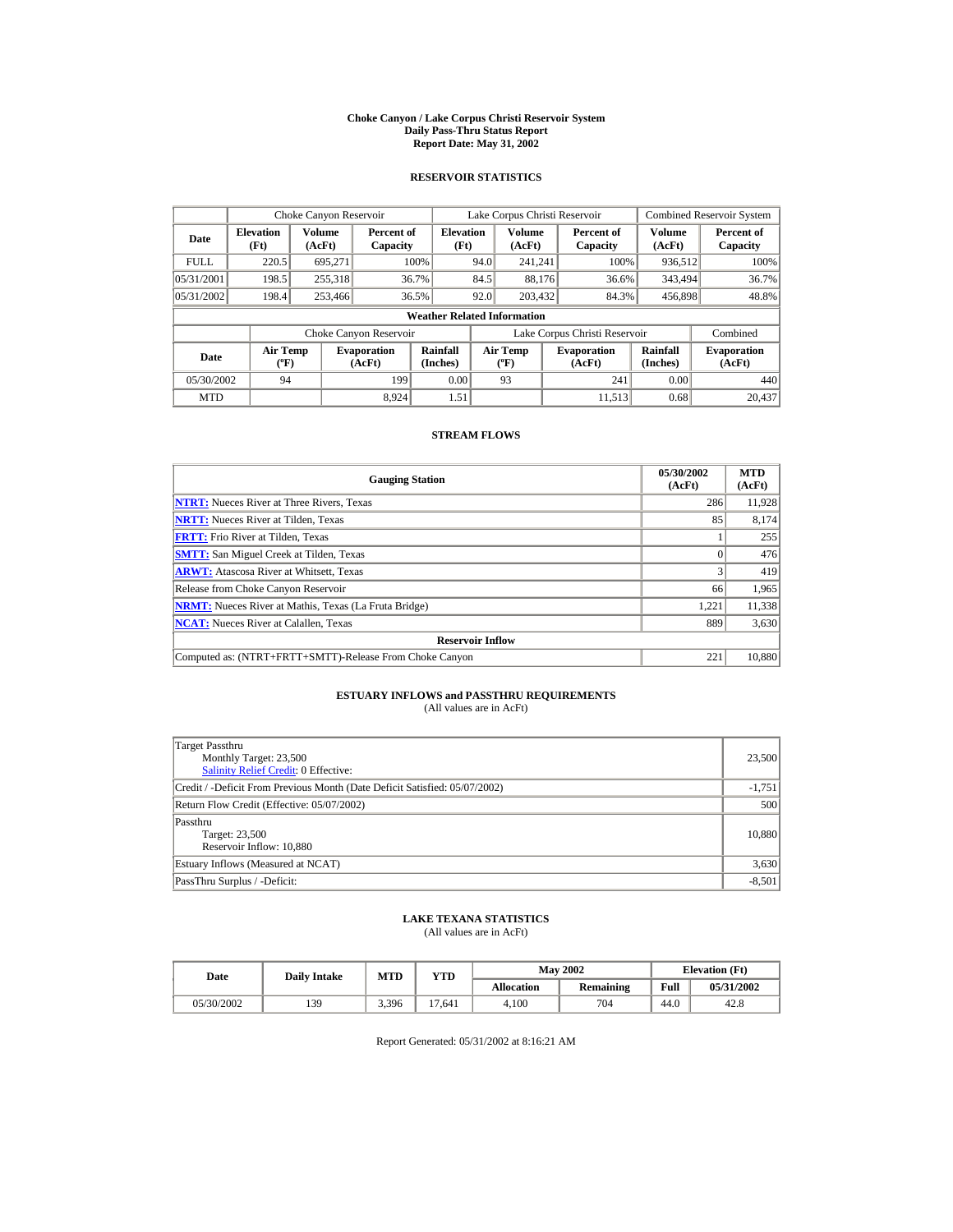# Choke Canyon / Lake Corpus Christi Reservoir System
## Daily Pass-Thru Status Report
## Report Date: May 31, 2002

### RESERVOIR STATISTICS

| | Choke Canyon Reservoir | | | Lake Corpus Christi Reservoir | | | Combined Reservoir System | |
|---|---|---|---|---|---|---|---|---|
| **Date** | **Elevation (Ft)** | **Volume (AcFt)** | **Percent of Capacity** | **Elevation (Ft)** | **Volume (AcFt)** | **Percent of Capacity** | **Volume (AcFt)** | **Percent of Capacity** |
| FULL | 220.5 | 695,271 | 100% | 94.0 | 241,241 | 100% | 936,512 | 100% |
| 05/31/2001 | 198.5 | 255,318 | 36.7% | 84.5 | 88,176 | 36.6% | 343,494 | 36.7% |
| 05/31/2002 | 198.4 | 253,466 | 36.5% | 92.0 | 203,432 | 84.3% | 456,898 | 48.8% |

**Weather Related Information**

| | Choke Canyon Reservoir | | | Lake Corpus Christi Reservoir | | | Combined |
|---|---|---|---|---|---|---|---|
| **Date** | **Air Temp (ºF)** | **Evaporation (AcFt)** | **Rainfall (Inches)** | **Air Temp (ºF)** | **Evaporation (AcFt)** | **Rainfall (Inches)** | **Evaporation (AcFt)** |
| 05/30/2002 | 94 | 199 | 0.00 | 93 | 241 | 0.00 | 440 |
| MTD | | 8,924 | 1.51 | | 11,513 | 0.68 | 20,437 |

### STREAM FLOWS

| Gauging Station | 05/30/2002 (AcFt) | MTD (AcFt) |
|---|---|---|
| **NTRT:** Nueces River at Three Rivers, Texas | 286 | 11,928 |
| **NRTT:** Nueces River at Tilden, Texas | 85 | 8,174 |
| **FRTT:** Frio River at Tilden, Texas | 1 | 255 |
| **SMTT:** San Miguel Creek at Tilden, Texas | 0 | 476 |
| **ARWT:** Atascosa River at Whitsett, Texas | 3 | 419 |
| Release from Choke Canyon Reservoir | 66 | 1,965 |
| **NRMT:** Nueces River at Mathis, Texas (La Fruta Bridge) | 1,221 | 11,338 |
| **NCAT:** Nueces River at Calallen, Texas | 889 | 3,630 |
| **Reservoir Inflow** | | |
| Computed as: (NTRT+FRTT+SMTT)-Release From Choke Canyon | 221 | 10,880 |

### ESTUARY INFLOWS and PASSTHRU REQUIREMENTS
(All values are in AcFt)

| | |
|---|---|
| Target Passthru<br>Monthly Target: 23,500<br>Salinity Relief Credit: 0 Effective: | 23,500 |
| Credit / -Deficit From Previous Month (Date Deficit Satisfied: 05/07/2002) | -1,751 |
| Return Flow Credit (Effective: 05/07/2002) | 500 |
| Passthru<br>Target: 23,500<br>Reservoir Inflow: 10,880 | 10,880 |
| Estuary Inflows (Measured at NCAT) | 3,630 |
| PassThru Surplus / -Deficit: | -8,501 |

### LAKE TEXANA STATISTICS
(All values are in AcFt)

| Date | Daily Intake | MTD | YTD | May 2002 | | Elevation (Ft) | |
|---|---|---|---|---|---|---|---|
| | | | | **Allocation** | **Remaining** | **Full** | **05/31/2002** |
| 05/30/2002 | 139 | 3,396 | 17,641 | 4,100 | 704 | 44.0 | 42.8 |

Report Generated: 05/31/2002 at 8:16:21 AM